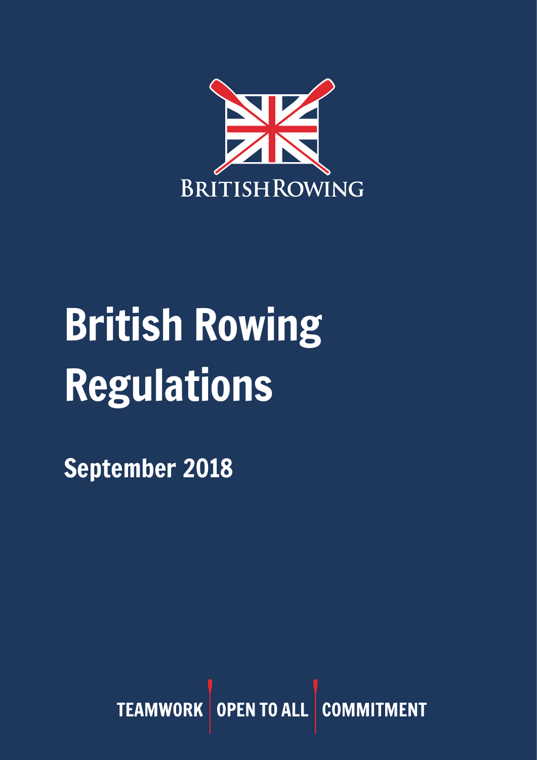BRITISHROWING

# British Rowing Regulations

## September 2018

TEAMWORK | OPEN TO ALL | COMMITMENT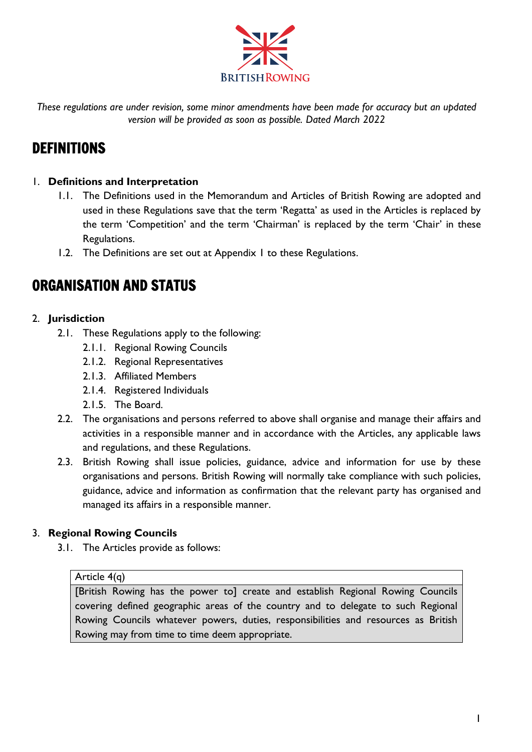*These regulations are under revision, some minor amendments have been made for accuracy but an updated version will be provided as soon as possible. Dated March 2022*

# DEFINITIONS

1. **Definitions and Interpretation**
   1.1. The Definitions used in the Memorandum and Articles of British Rowing are adopted and used in these Regulations save that the term 'Regatta' as used in the Articles is replaced by the term 'Competition' and the term 'Chairman' is replaced by the term 'Chair' in these Regulations.
   1.2. The Definitions are set out at Appendix 1 to these Regulations.

# ORGANISATION AND STATUS

2. **Jurisdiction**
   2.1. These Regulations apply to the following:
      2.1.1. Regional Rowing Councils
      2.1.2. Regional Representatives
      2.1.3. Affiliated Members
      2.1.4. Registered Individuals
      2.1.5. The Board.
   2.2. The organisations and persons referred to above shall organise and manage their affairs and activities in a responsible manner and in accordance with the Articles, any applicable laws and regulations, and these Regulations.
   2.3. British Rowing shall issue policies, guidance, advice and information for use by these organisations and persons. British Rowing will normally take compliance with such policies, guidance, advice and information as confirmation that the relevant party has organised and managed its affairs in a responsible manner.

3. **Regional Rowing Councils**
   3.1. The Articles provide as follows:

| Article 4(q) |
| --- |
| [British Rowing has the power to] create and establish Regional Rowing Councils covering defined geographic areas of the country and to delegate to such Regional Rowing Councils whatever powers, duties, responsibilities and resources as British Rowing may from time to time deem appropriate. |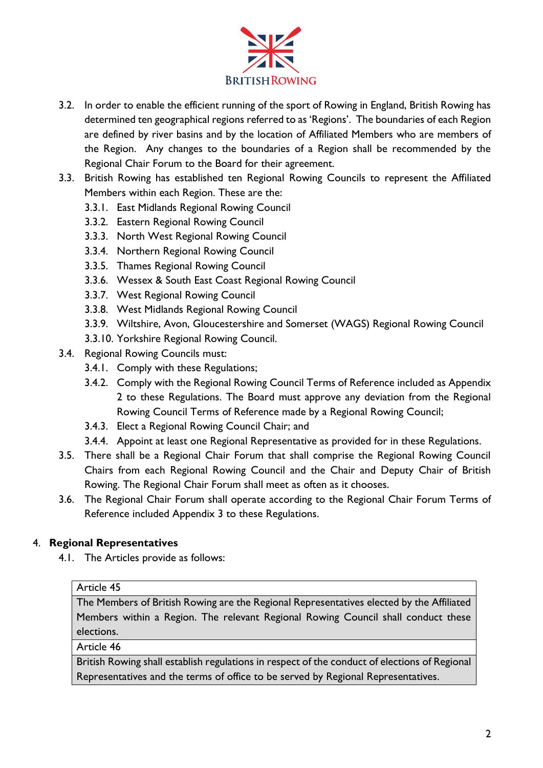3.2. In order to enable the efficient running of the sport of Rowing in England, British Rowing has determined ten geographical regions referred to as 'Regions'. The boundaries of each Region are defined by river basins and by the location of Affiliated Members who are members of the Region. Any changes to the boundaries of a Region shall be recommended by the Regional Chair Forum to the Board for their agreement.

3.3. British Rowing has established ten Regional Rowing Councils to represent the Affiliated Members within each Region. These are the:

- 3.3.1. East Midlands Regional Rowing Council
- 3.3.2. Eastern Regional Rowing Council
- 3.3.3. North West Regional Rowing Council
- 3.3.4. Northern Regional Rowing Council
- 3.3.5. Thames Regional Rowing Council
- 3.3.6. Wessex & South East Coast Regional Rowing Council
- 3.3.7. West Regional Rowing Council
- 3.3.8. West Midlands Regional Rowing Council
- 3.3.9. Wiltshire, Avon, Gloucestershire and Somerset (WAGS) Regional Rowing Council
- 3.3.10. Yorkshire Regional Rowing Council.

3.4. Regional Rowing Councils must:

- 3.4.1. Comply with these Regulations;
- 3.4.2. Comply with the Regional Rowing Council Terms of Reference included as Appendix 2 to these Regulations. The Board must approve any deviation from the Regional Rowing Council Terms of Reference made by a Regional Rowing Council;
- 3.4.3. Elect a Regional Rowing Council Chair; and
- 3.4.4. Appoint at least one Regional Representative as provided for in these Regulations.

3.5. There shall be a Regional Chair Forum that shall comprise the Regional Rowing Council Chairs from each Regional Rowing Council and the Chair and Deputy Chair of British Rowing. The Regional Chair Forum shall meet as often as it chooses.

3.6. The Regional Chair Forum shall operate according to the Regional Chair Forum Terms of Reference included Appendix 3 to these Regulations.

4. **Regional Representatives**

4.1. The Articles provide as follows:

| |
|---|
| Article 45 |
| The Members of British Rowing are the Regional Representatives elected by the Affiliated Members within a Region. The relevant Regional Rowing Council shall conduct these elections. |
| Article 46 |
| British Rowing shall establish regulations in respect of the conduct of elections of Regional Representatives and the terms of office to be served by Regional Representatives. |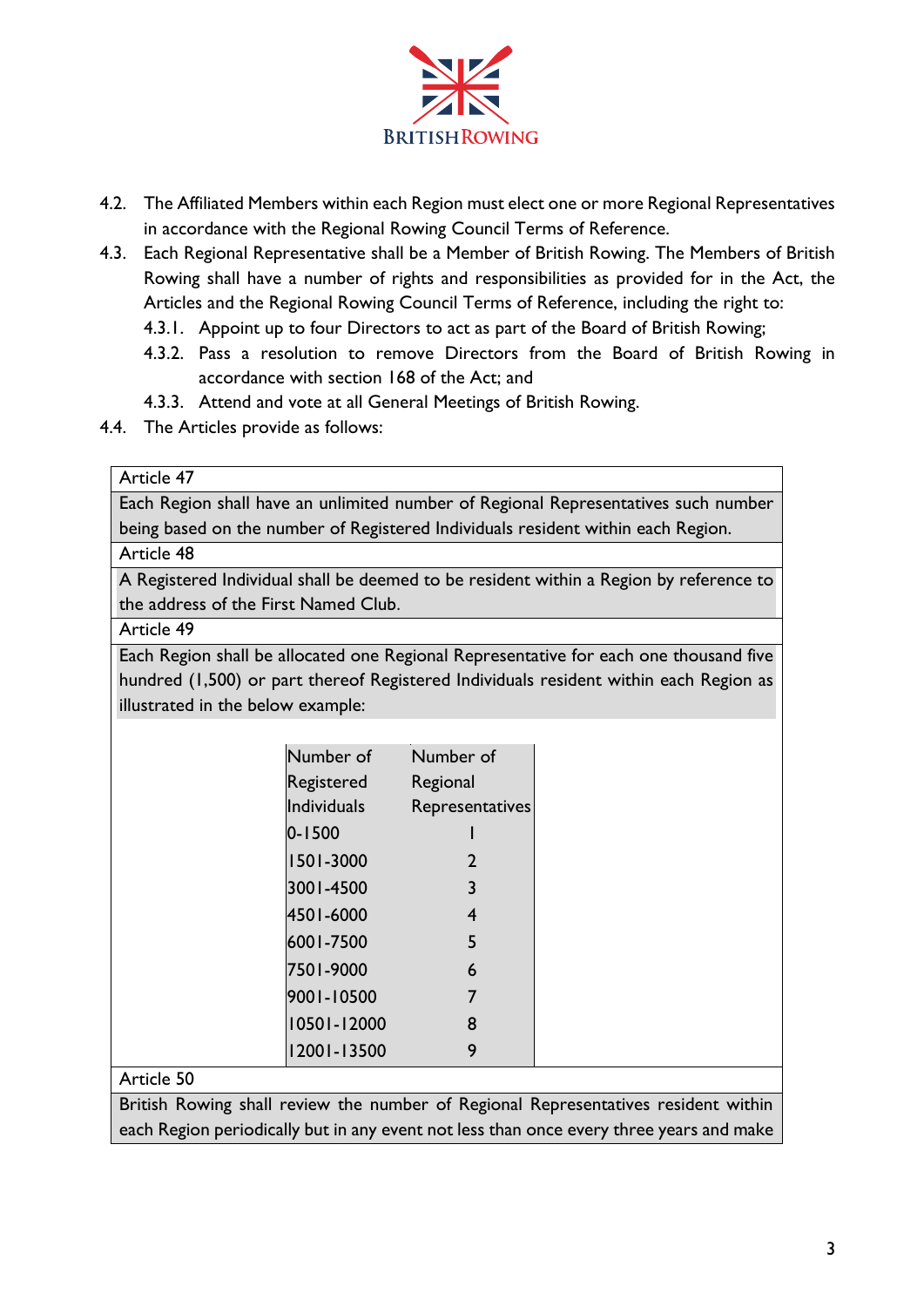4.2. The Affiliated Members within each Region must elect one or more Regional Representatives in accordance with the Regional Rowing Council Terms of Reference.

4.3. Each Regional Representative shall be a Member of British Rowing. The Members of British Rowing shall have a number of rights and responsibilities as provided for in the Act, the Articles and the Regional Rowing Council Terms of Reference, including the right to:

   4.3.1. Appoint up to four Directors to act as part of the Board of British Rowing;

   4.3.2. Pass a resolution to remove Directors from the Board of British Rowing in accordance with section 168 of the Act; and

   4.3.3. Attend and vote at all General Meetings of British Rowing.

4.4. The Articles provide as follows:

Article 47

Each Region shall have an unlimited number of Regional Representatives such number being based on the number of Registered Individuals resident within each Region.

Article 48

A Registered Individual shall be deemed to be resident within a Region by reference to the address of the First Named Club.

Article 49

Each Region shall be allocated one Regional Representative for each one thousand five hundred (1,500) or part thereof Registered Individuals resident within each Region as illustrated in the below example:

| Number of Registered Individuals | Number of Regional Representatives |
|---|---|
| 0-1500 | 1 |
| 1501-3000 | 2 |
| 3001-4500 | 3 |
| 4501-6000 | 4 |
| 6001-7500 | 5 |
| 7501-9000 | 6 |
| 9001-10500 | 7 |
| 10501-12000 | 8 |
| 12001-13500 | 9 |

Article 50

British Rowing shall review the number of Regional Representatives resident within each Region periodically but in any event not less than once every three years and make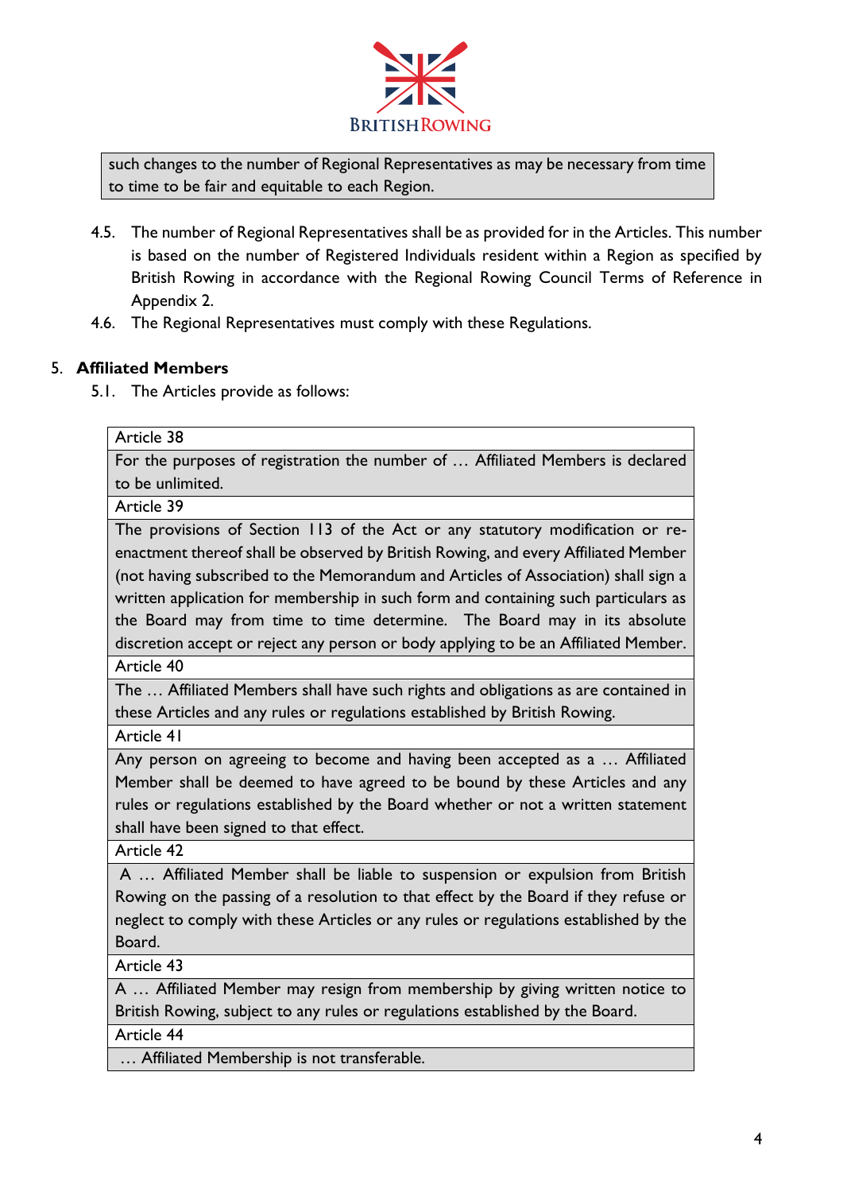such changes to the number of Regional Representatives as may be necessary from time to time to be fair and equitable to each Region.

4.5. The number of Regional Representatives shall be as provided for in the Articles. This number is based on the number of Registered Individuals resident within a Region as specified by British Rowing in accordance with the Regional Rowing Council Terms of Reference in Appendix 2.

4.6. The Regional Representatives must comply with these Regulations.

## 5. Affiliated Members

5.1. The Articles provide as follows:

| |
|---|
| Article 38 |
| For the purposes of registration the number of … Affiliated Members is declared to be unlimited. |
| Article 39 |
| The provisions of Section 113 of the Act or any statutory modification or re-enactment thereof shall be observed by British Rowing, and every Affiliated Member (not having subscribed to the Memorandum and Articles of Association) shall sign a written application for membership in such form and containing such particulars as the Board may from time to time determine. The Board may in its absolute discretion accept or reject any person or body applying to be an Affiliated Member. |
| Article 40 |
| The … Affiliated Members shall have such rights and obligations as are contained in these Articles and any rules or regulations established by British Rowing. |
| Article 41 |
| Any person on agreeing to become and having been accepted as a … Affiliated Member shall be deemed to have agreed to be bound by these Articles and any rules or regulations established by the Board whether or not a written statement shall have been signed to that effect. |
| Article 42 |
| A … Affiliated Member shall be liable to suspension or expulsion from British Rowing on the passing of a resolution to that effect by the Board if they refuse or neglect to comply with these Articles or any rules or regulations established by the Board. |
| Article 43 |
| A … Affiliated Member may resign from membership by giving written notice to British Rowing, subject to any rules or regulations established by the Board. |
| Article 44 |
| … Affiliated Membership is not transferable. |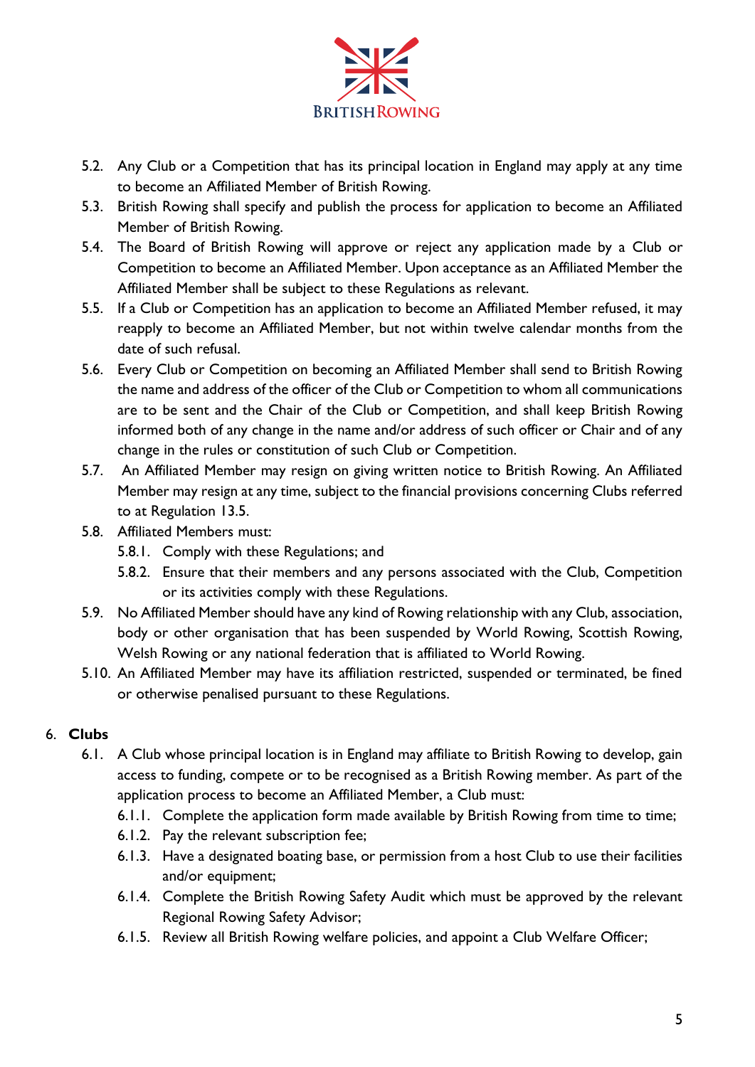5.2. Any Club or a Competition that has its principal location in England may apply at any time to become an Affiliated Member of British Rowing.

5.3. British Rowing shall specify and publish the process for application to become an Affiliated Member of British Rowing.

5.4. The Board of British Rowing will approve or reject any application made by a Club or Competition to become an Affiliated Member. Upon acceptance as an Affiliated Member the Affiliated Member shall be subject to these Regulations as relevant.

5.5. If a Club or Competition has an application to become an Affiliated Member refused, it may reapply to become an Affiliated Member, but not within twelve calendar months from the date of such refusal.

5.6. Every Club or Competition on becoming an Affiliated Member shall send to British Rowing the name and address of the officer of the Club or Competition to whom all communications are to be sent and the Chair of the Club or Competition, and shall keep British Rowing informed both of any change in the name and/or address of such officer or Chair and of any change in the rules or constitution of such Club or Competition.

5.7. An Affiliated Member may resign on giving written notice to British Rowing. An Affiliated Member may resign at any time, subject to the financial provisions concerning Clubs referred to at Regulation 13.5.

5.8. Affiliated Members must:

- 5.8.1. Comply with these Regulations; and
- 5.8.2. Ensure that their members and any persons associated with the Club, Competition or its activities comply with these Regulations.

5.9. No Affiliated Member should have any kind of Rowing relationship with any Club, association, body or other organisation that has been suspended by World Rowing, Scottish Rowing, Welsh Rowing or any national federation that is affiliated to World Rowing.

5.10. An Affiliated Member may have its affiliation restricted, suspended or terminated, be fined or otherwise penalised pursuant to these Regulations.

## 6. **Clubs**

6.1. A Club whose principal location is in England may affiliate to British Rowing to develop, gain access to funding, compete or to be recognised as a British Rowing member. As part of the application process to become an Affiliated Member, a Club must:

- 6.1.1. Complete the application form made available by British Rowing from time to time;
- 6.1.2. Pay the relevant subscription fee;
- 6.1.3. Have a designated boating base, or permission from a host Club to use their facilities and/or equipment;
- 6.1.4. Complete the British Rowing Safety Audit which must be approved by the relevant Regional Rowing Safety Advisor;
- 6.1.5. Review all British Rowing welfare policies, and appoint a Club Welfare Officer;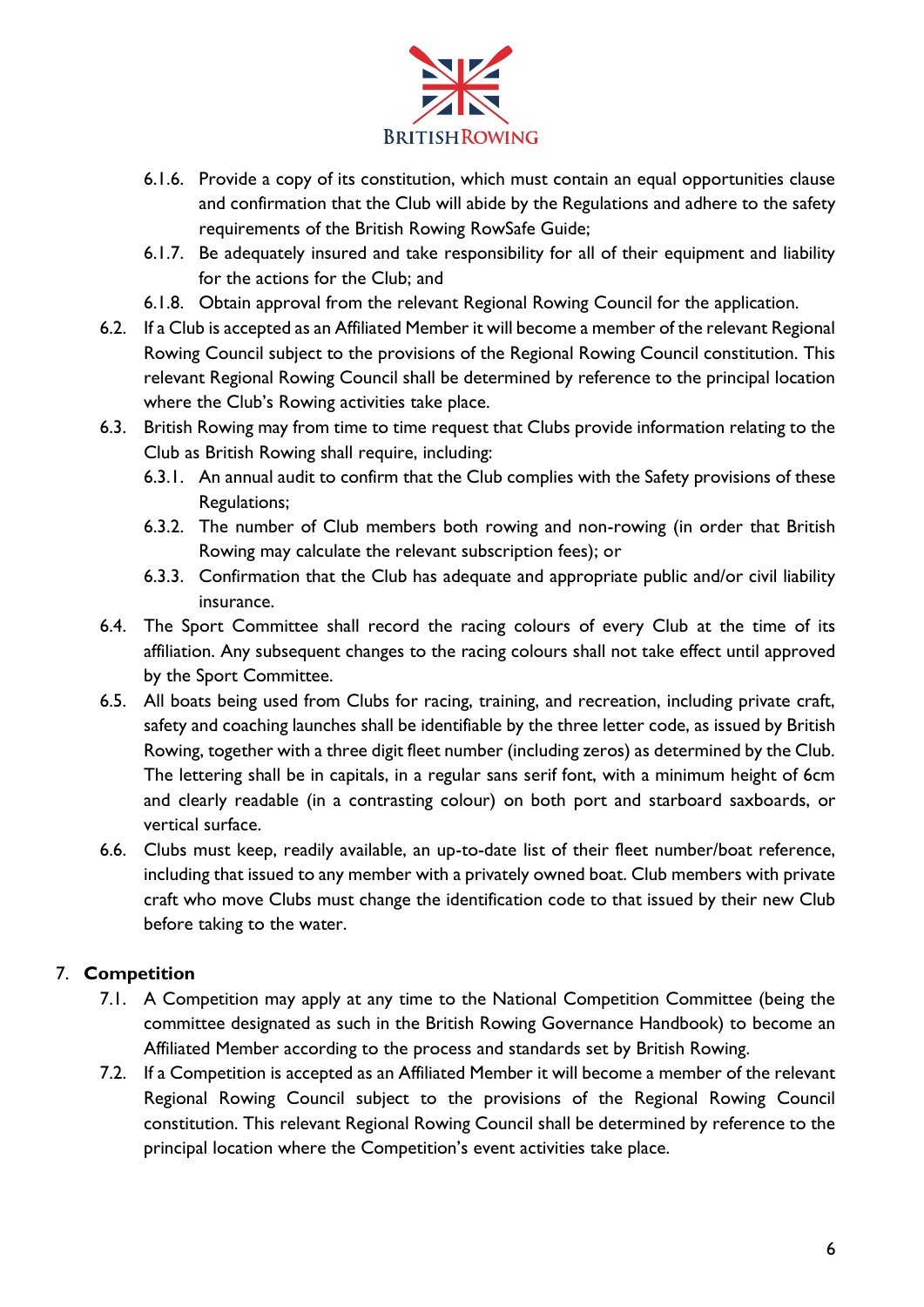6.1.6. Provide a copy of its constitution, which must contain an equal opportunities clause and confirmation that the Club will abide by the Regulations and adhere to the safety requirements of the British Rowing RowSafe Guide;

6.1.7. Be adequately insured and take responsibility for all of their equipment and liability for the actions for the Club; and

6.1.8. Obtain approval from the relevant Regional Rowing Council for the application.

6.2. If a Club is accepted as an Affiliated Member it will become a member of the relevant Regional Rowing Council subject to the provisions of the Regional Rowing Council constitution. This relevant Regional Rowing Council shall be determined by reference to the principal location where the Club's Rowing activities take place.

6.3. British Rowing may from time to time request that Clubs provide information relating to the Club as British Rowing shall require, including:

6.3.1. An annual audit to confirm that the Club complies with the Safety provisions of these Regulations;

6.3.2. The number of Club members both rowing and non-rowing (in order that British Rowing may calculate the relevant subscription fees); or

6.3.3. Confirmation that the Club has adequate and appropriate public and/or civil liability insurance.

6.4. The Sport Committee shall record the racing colours of every Club at the time of its affiliation. Any subsequent changes to the racing colours shall not take effect until approved by the Sport Committee.

6.5. All boats being used from Clubs for racing, training, and recreation, including private craft, safety and coaching launches shall be identifiable by the three letter code, as issued by British Rowing, together with a three digit fleet number (including zeros) as determined by the Club. The lettering shall be in capitals, in a regular sans serif font, with a minimum height of 6cm and clearly readable (in a contrasting colour) on both port and starboard saxboards, or vertical surface.

6.6. Clubs must keep, readily available, an up-to-date list of their fleet number/boat reference, including that issued to any member with a privately owned boat. Club members with private craft who move Clubs must change the identification code to that issued by their new Club before taking to the water.

## 7. Competition

7.1. A Competition may apply at any time to the National Competition Committee (being the committee designated as such in the British Rowing Governance Handbook) to become an Affiliated Member according to the process and standards set by British Rowing.

7.2. If a Competition is accepted as an Affiliated Member it will become a member of the relevant Regional Rowing Council subject to the provisions of the Regional Rowing Council constitution. This relevant Regional Rowing Council shall be determined by reference to the principal location where the Competition's event activities take place.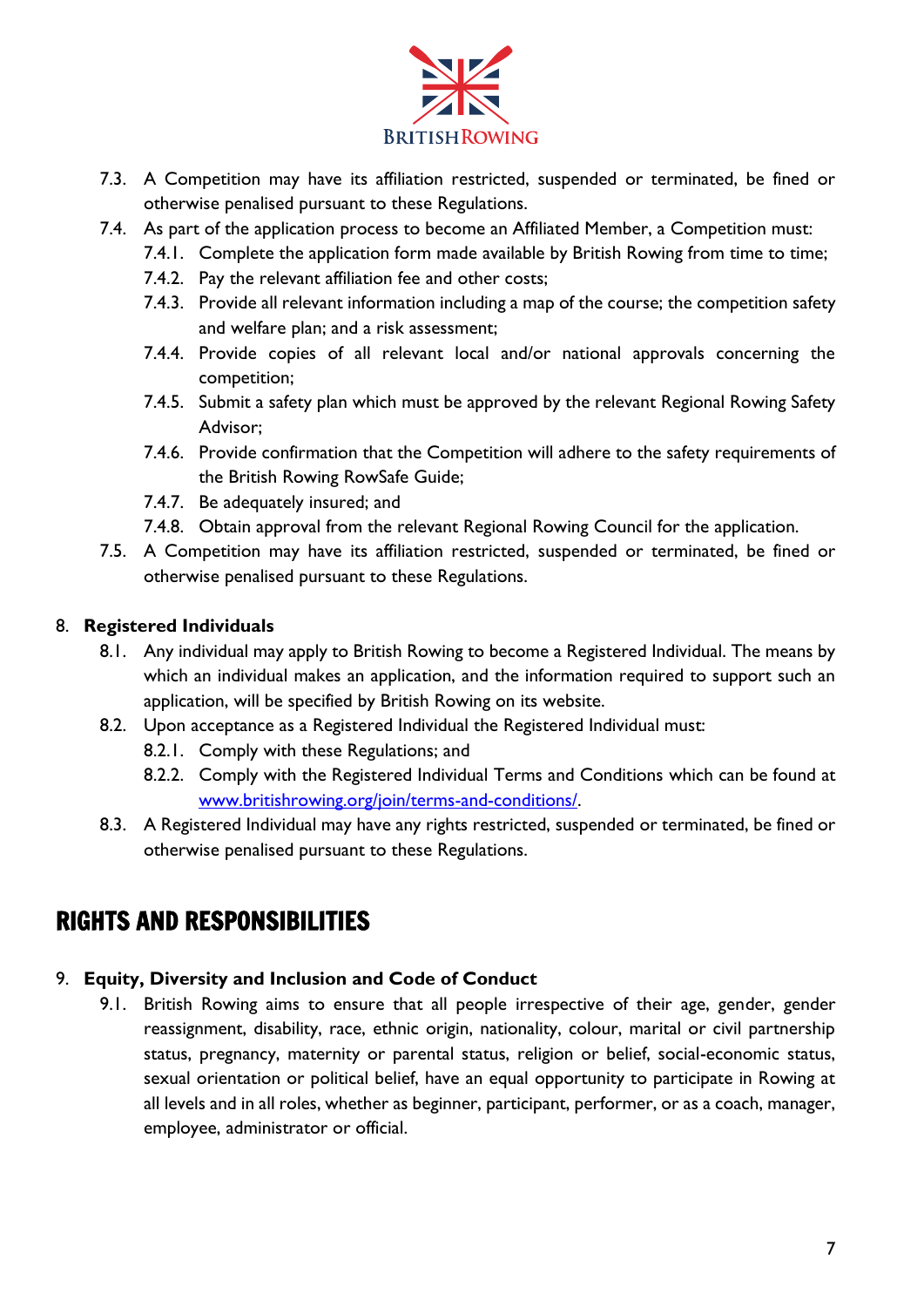7.3. A Competition may have its affiliation restricted, suspended or terminated, be fined or otherwise penalised pursuant to these Regulations.

7.4. As part of the application process to become an Affiliated Member, a Competition must:

- 7.4.1. Complete the application form made available by British Rowing from time to time;
- 7.4.2. Pay the relevant affiliation fee and other costs;
- 7.4.3. Provide all relevant information including a map of the course; the competition safety and welfare plan; and a risk assessment;
- 7.4.4. Provide copies of all relevant local and/or national approvals concerning the competition;
- 7.4.5. Submit a safety plan which must be approved by the relevant Regional Rowing Safety Advisor;
- 7.4.6. Provide confirmation that the Competition will adhere to the safety requirements of the British Rowing RowSafe Guide;
- 7.4.7. Be adequately insured; and
- 7.4.8. Obtain approval from the relevant Regional Rowing Council for the application.

7.5. A Competition may have its affiliation restricted, suspended or terminated, be fined or otherwise penalised pursuant to these Regulations.

### 8. Registered Individuals

8.1. Any individual may apply to British Rowing to become a Registered Individual. The means by which an individual makes an application, and the information required to support such an application, will be specified by British Rowing on its website.

8.2. Upon acceptance as a Registered Individual the Registered Individual must:

- 8.2.1. Comply with these Regulations; and
- 8.2.2. Comply with the Registered Individual Terms and Conditions which can be found at [www.britishrowing.org/join/terms-and-conditions/](http://www.britishrowing.org/join/terms-and-conditions/).

8.3. A Registered Individual may have any rights restricted, suspended or terminated, be fined or otherwise penalised pursuant to these Regulations.

## RIGHTS AND RESPONSIBILITIES

### 9. Equity, Diversity and Inclusion and Code of Conduct

9.1. British Rowing aims to ensure that all people irrespective of their age, gender, gender reassignment, disability, race, ethnic origin, nationality, colour, marital or civil partnership status, pregnancy, maternity or parental status, religion or belief, social-economic status, sexual orientation or political belief, have an equal opportunity to participate in Rowing at all levels and in all roles, whether as beginner, participant, performer, or as a coach, manager, employee, administrator or official.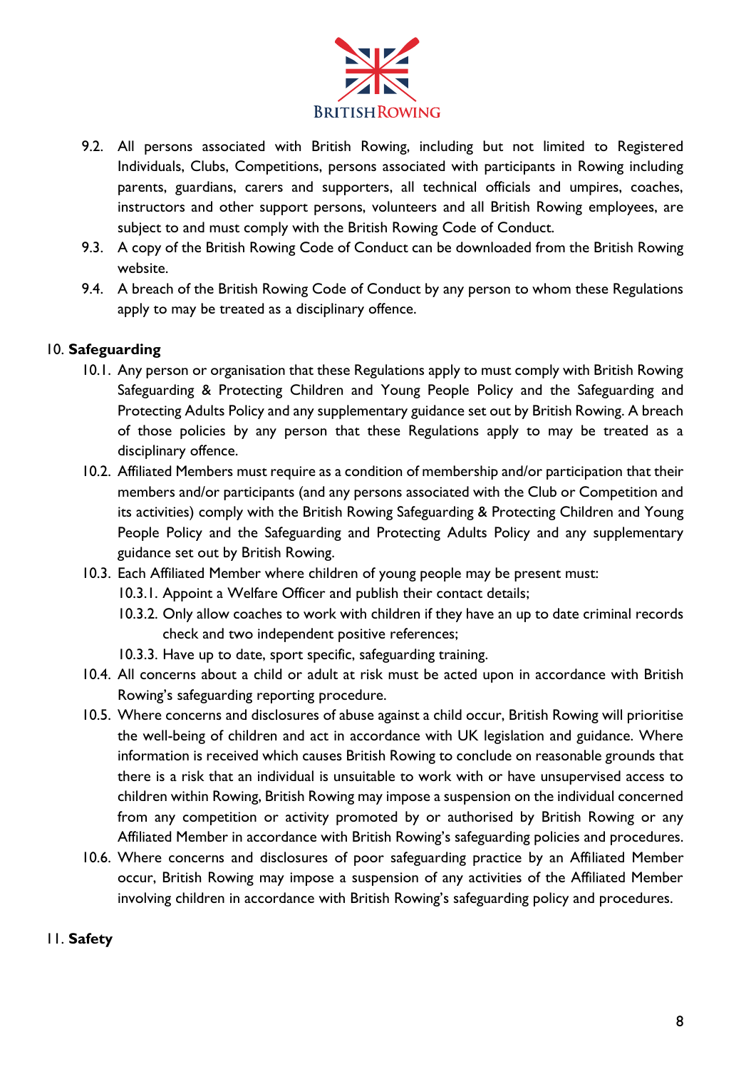9.2. All persons associated with British Rowing, including but not limited to Registered Individuals, Clubs, Competitions, persons associated with participants in Rowing including parents, guardians, carers and supporters, all technical officials and umpires, coaches, instructors and other support persons, volunteers and all British Rowing employees, are subject to and must comply with the British Rowing Code of Conduct.

9.3. A copy of the British Rowing Code of Conduct can be downloaded from the British Rowing website.

9.4. A breach of the British Rowing Code of Conduct by any person to whom these Regulations apply to may be treated as a disciplinary offence.

10. **Safeguarding**

10.1. Any person or organisation that these Regulations apply to must comply with British Rowing Safeguarding & Protecting Children and Young People Policy and the Safeguarding and Protecting Adults Policy and any supplementary guidance set out by British Rowing. A breach of those policies by any person that these Regulations apply to may be treated as a disciplinary offence.

10.2. Affiliated Members must require as a condition of membership and/or participation that their members and/or participants (and any persons associated with the Club or Competition and its activities) comply with the British Rowing Safeguarding & Protecting Children and Young People Policy and the Safeguarding and Protecting Adults Policy and any supplementary guidance set out by British Rowing.

10.3. Each Affiliated Member where children of young people may be present must:

10.3.1. Appoint a Welfare Officer and publish their contact details;

10.3.2. Only allow coaches to work with children if they have an up to date criminal records check and two independent positive references;

10.3.3. Have up to date, sport specific, safeguarding training.

10.4. All concerns about a child or adult at risk must be acted upon in accordance with British Rowing's safeguarding reporting procedure.

10.5. Where concerns and disclosures of abuse against a child occur, British Rowing will prioritise the well-being of children and act in accordance with UK legislation and guidance. Where information is received which causes British Rowing to conclude on reasonable grounds that there is a risk that an individual is unsuitable to work with or have unsupervised access to children within Rowing, British Rowing may impose a suspension on the individual concerned from any competition or activity promoted by or authorised by British Rowing or any Affiliated Member in accordance with British Rowing's safeguarding policies and procedures.

10.6. Where concerns and disclosures of poor safeguarding practice by an Affiliated Member occur, British Rowing may impose a suspension of any activities of the Affiliated Member involving children in accordance with British Rowing's safeguarding policy and procedures.

11. **Safety**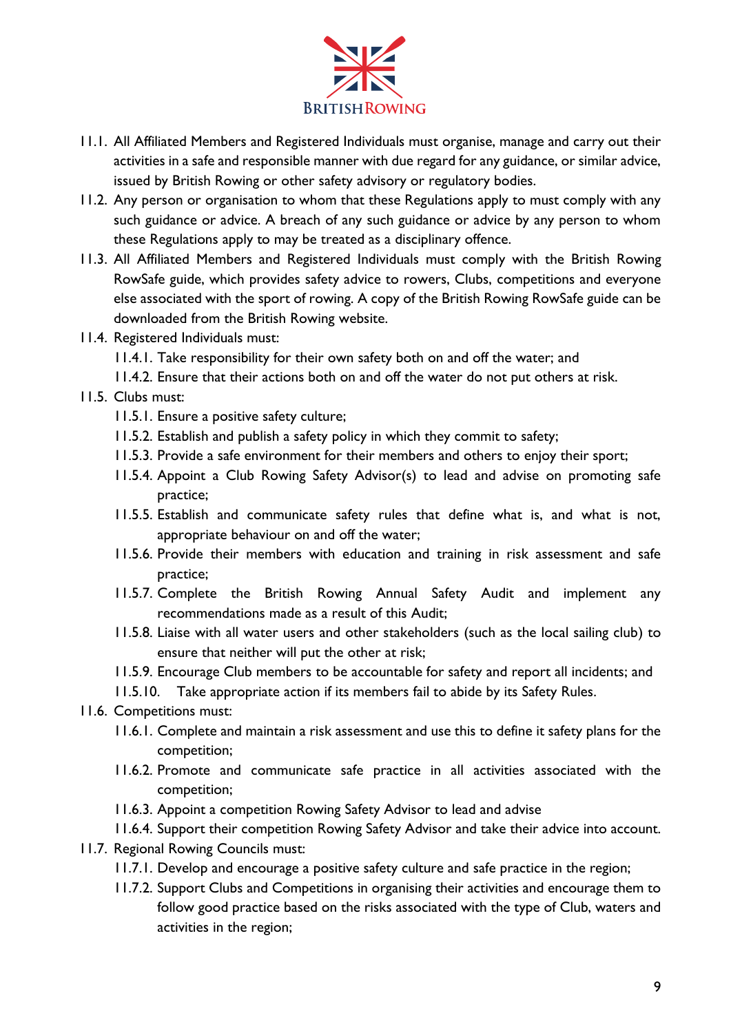11.1. All Affiliated Members and Registered Individuals must organise, manage and carry out their activities in a safe and responsible manner with due regard for any guidance, or similar advice, issued by British Rowing or other safety advisory or regulatory bodies.

11.2. Any person or organisation to whom that these Regulations apply to must comply with any such guidance or advice. A breach of any such guidance or advice by any person to whom these Regulations apply to may be treated as a disciplinary offence.

11.3. All Affiliated Members and Registered Individuals must comply with the British Rowing RowSafe guide, which provides safety advice to rowers, Clubs, competitions and everyone else associated with the sport of rowing. A copy of the British Rowing RowSafe guide can be downloaded from the British Rowing website.

11.4. Registered Individuals must:

- 11.4.1. Take responsibility for their own safety both on and off the water; and
- 11.4.2. Ensure that their actions both on and off the water do not put others at risk.

11.5. Clubs must:

- 11.5.1. Ensure a positive safety culture;
- 11.5.2. Establish and publish a safety policy in which they commit to safety;
- 11.5.3. Provide a safe environment for their members and others to enjoy their sport;
- 11.5.4. Appoint a Club Rowing Safety Advisor(s) to lead and advise on promoting safe practice;
- 11.5.5. Establish and communicate safety rules that define what is, and what is not, appropriate behaviour on and off the water;
- 11.5.6. Provide their members with education and training in risk assessment and safe practice;
- 11.5.7. Complete the British Rowing Annual Safety Audit and implement any recommendations made as a result of this Audit;
- 11.5.8. Liaise with all water users and other stakeholders (such as the local sailing club) to ensure that neither will put the other at risk;
- 11.5.9. Encourage Club members to be accountable for safety and report all incidents; and
- 11.5.10. Take appropriate action if its members fail to abide by its Safety Rules.

11.6. Competitions must:

- 11.6.1. Complete and maintain a risk assessment and use this to define it safety plans for the competition;
- 11.6.2. Promote and communicate safe practice in all activities associated with the competition;
- 11.6.3. Appoint a competition Rowing Safety Advisor to lead and advise
- 11.6.4. Support their competition Rowing Safety Advisor and take their advice into account.

11.7. Regional Rowing Councils must:

- 11.7.1. Develop and encourage a positive safety culture and safe practice in the region;
- 11.7.2. Support Clubs and Competitions in organising their activities and encourage them to follow good practice based on the risks associated with the type of Club, waters and activities in the region;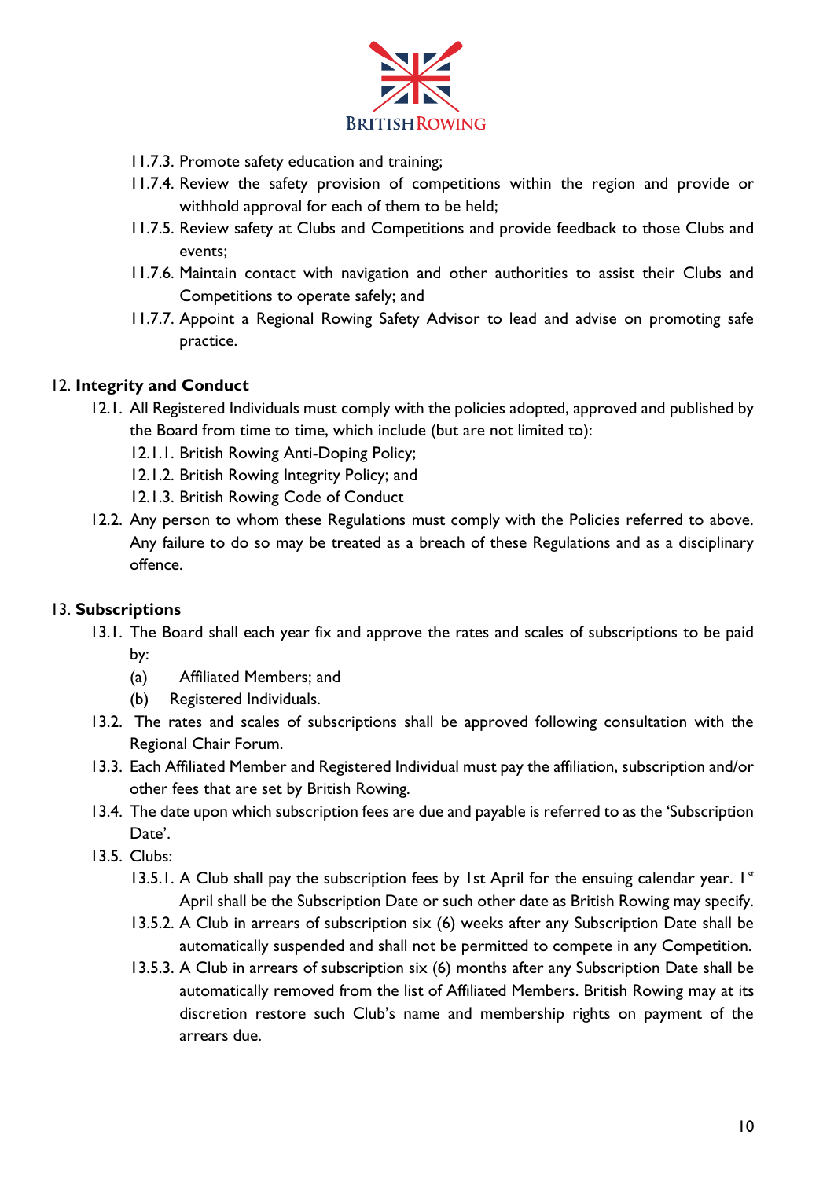11.7.3. Promote safety education and training;

11.7.4. Review the safety provision of competitions within the region and provide or withhold approval for each of them to be held;

11.7.5. Review safety at Clubs and Competitions and provide feedback to those Clubs and events;

11.7.6. Maintain contact with navigation and other authorities to assist their Clubs and Competitions to operate safely; and

11.7.7. Appoint a Regional Rowing Safety Advisor to lead and advise on promoting safe practice.

12. **Integrity and Conduct**

12.1. All Registered Individuals must comply with the policies adopted, approved and published by the Board from time to time, which include (but are not limited to):

12.1.1. British Rowing Anti-Doping Policy;

12.1.2. British Rowing Integrity Policy; and

12.1.3. British Rowing Code of Conduct

12.2. Any person to whom these Regulations must comply with the Policies referred to above. Any failure to do so may be treated as a breach of these Regulations and as a disciplinary offence.

13. **Subscriptions**

13.1. The Board shall each year fix and approve the rates and scales of subscriptions to be paid by:

(a) Affiliated Members; and

(b) Registered Individuals.

13.2. The rates and scales of subscriptions shall be approved following consultation with the Regional Chair Forum.

13.3. Each Affiliated Member and Registered Individual must pay the affiliation, subscription and/or other fees that are set by British Rowing.

13.4. The date upon which subscription fees are due and payable is referred to as the 'Subscription Date'.

13.5. Clubs:

13.5.1. A Club shall pay the subscription fees by 1st April for the ensuing calendar year. 1st April shall be the Subscription Date or such other date as British Rowing may specify.

13.5.2. A Club in arrears of subscription six (6) weeks after any Subscription Date shall be automatically suspended and shall not be permitted to compete in any Competition.

13.5.3. A Club in arrears of subscription six (6) months after any Subscription Date shall be automatically removed from the list of Affiliated Members. British Rowing may at its discretion restore such Club's name and membership rights on payment of the arrears due.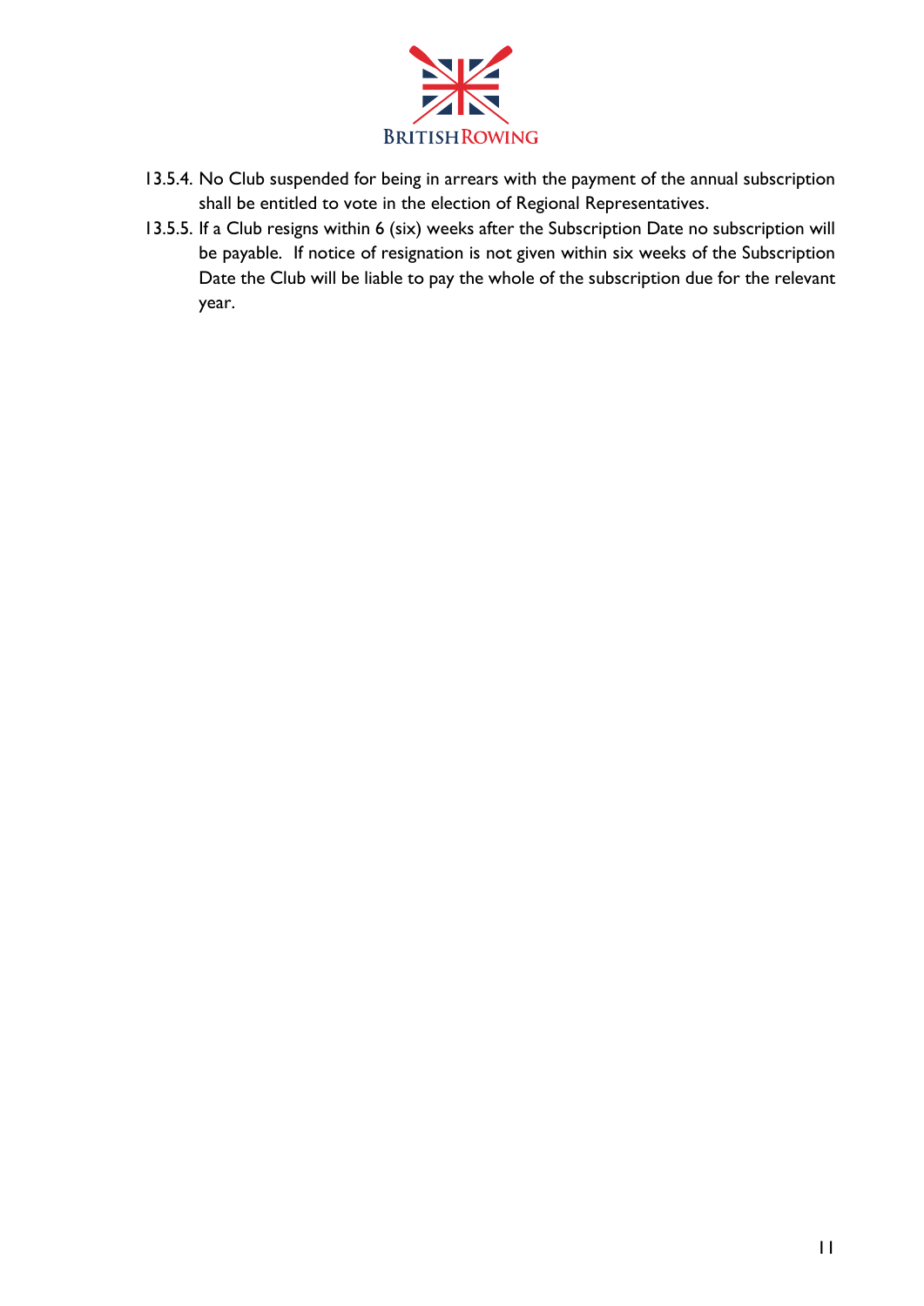13.5.4. No Club suspended for being in arrears with the payment of the annual subscription shall be entitled to vote in the election of Regional Representatives.

13.5.5. If a Club resigns within 6 (six) weeks after the Subscription Date no subscription will be payable. If notice of resignation is not given within six weeks of the Subscription Date the Club will be liable to pay the whole of the subscription due for the relevant year.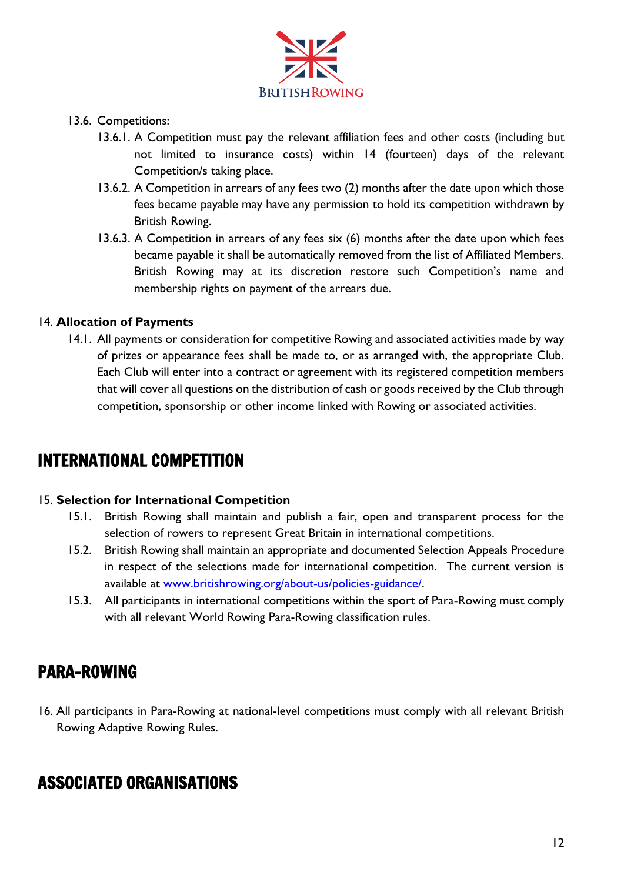13.6. Competitions:

13.6.1. A Competition must pay the relevant affiliation fees and other costs (including but not limited to insurance costs) within 14 (fourteen) days of the relevant Competition/s taking place.

13.6.2. A Competition in arrears of any fees two (2) months after the date upon which those fees became payable may have any permission to hold its competition withdrawn by British Rowing.

13.6.3. A Competition in arrears of any fees six (6) months after the date upon which fees became payable it shall be automatically removed from the list of Affiliated Members. British Rowing may at its discretion restore such Competition's name and membership rights on payment of the arrears due.

14. **Allocation of Payments**

14.1. All payments or consideration for competitive Rowing and associated activities made by way of prizes or appearance fees shall be made to, or as arranged with, the appropriate Club. Each Club will enter into a contract or agreement with its registered competition members that will cover all questions on the distribution of cash or goods received by the Club through competition, sponsorship or other income linked with Rowing or associated activities.

## INTERNATIONAL COMPETITION

15. **Selection for International Competition**

15.1. British Rowing shall maintain and publish a fair, open and transparent process for the selection of rowers to represent Great Britain in international competitions.

15.2. British Rowing shall maintain an appropriate and documented Selection Appeals Procedure in respect of the selections made for international competition. The current version is available at www.britishrowing.org/about-us/policies-guidance/.

15.3. All participants in international competitions within the sport of Para-Rowing must comply with all relevant World Rowing Para-Rowing classification rules.

## PARA-ROWING

16. All participants in Para-Rowing at national-level competitions must comply with all relevant British Rowing Adaptive Rowing Rules.

## ASSOCIATED ORGANISATIONS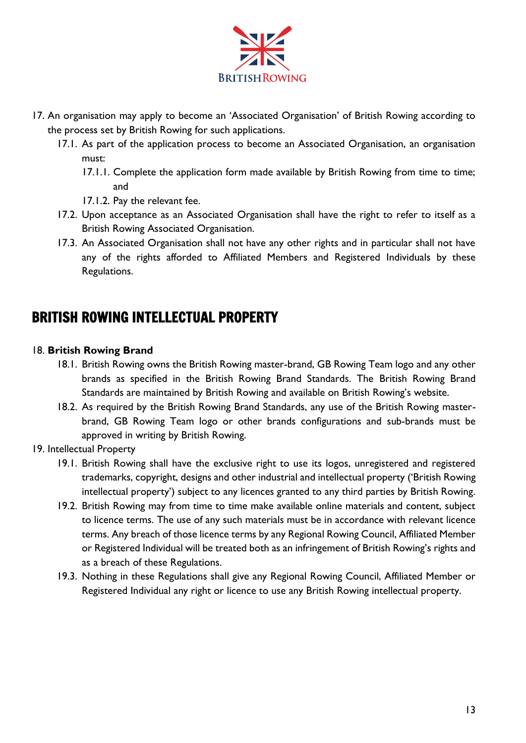17. An organisation may apply to become an 'Associated Organisation' of British Rowing according to the process set by British Rowing for such applications.
    - 17.1. As part of the application process to become an Associated Organisation, an organisation must:
        - 17.1.1. Complete the application form made available by British Rowing from time to time; and
        - 17.1.2. Pay the relevant fee.
    - 17.2. Upon acceptance as an Associated Organisation shall have the right to refer to itself as a British Rowing Associated Organisation.
    - 17.3. An Associated Organisation shall not have any other rights and in particular shall not have any of the rights afforded to Affiliated Members and Registered Individuals by these Regulations.

## BRITISH ROWING INTELLECTUAL PROPERTY

18. **British Rowing Brand**
    - 18.1. British Rowing owns the British Rowing master-brand, GB Rowing Team logo and any other brands as specified in the British Rowing Brand Standards. The British Rowing Brand Standards are maintained by British Rowing and available on British Rowing's website.
    - 18.2. As required by the British Rowing Brand Standards, any use of the British Rowing master-brand, GB Rowing Team logo or other brands configurations and sub-brands must be approved in writing by British Rowing.
19. Intellectual Property
    - 19.1. British Rowing shall have the exclusive right to use its logos, unregistered and registered trademarks, copyright, designs and other industrial and intellectual property ('British Rowing intellectual property') subject to any licences granted to any third parties by British Rowing.
    - 19.2. British Rowing may from time to time make available online materials and content, subject to licence terms. The use of any such materials must be in accordance with relevant licence terms. Any breach of those licence terms by any Regional Rowing Council, Affiliated Member or Registered Individual will be treated both as an infringement of British Rowing's rights and as a breach of these Regulations.
    - 19.3. Nothing in these Regulations shall give any Regional Rowing Council, Affiliated Member or Registered Individual any right or licence to use any British Rowing intellectual property.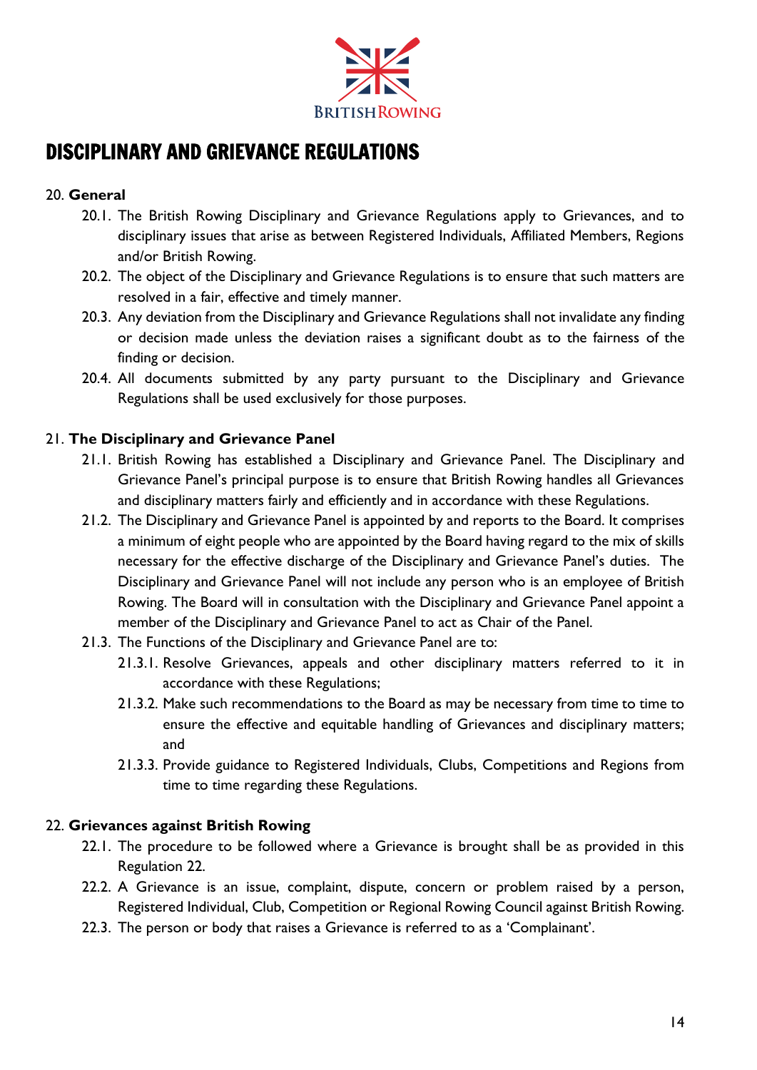# DISCIPLINARY AND GRIEVANCE REGULATIONS

20. **General**

20.1. The British Rowing Disciplinary and Grievance Regulations apply to Grievances, and to disciplinary issues that arise as between Registered Individuals, Affiliated Members, Regions and/or British Rowing.

20.2. The object of the Disciplinary and Grievance Regulations is to ensure that such matters are resolved in a fair, effective and timely manner.

20.3. Any deviation from the Disciplinary and Grievance Regulations shall not invalidate any finding or decision made unless the deviation raises a significant doubt as to the fairness of the finding or decision.

20.4. All documents submitted by any party pursuant to the Disciplinary and Grievance Regulations shall be used exclusively for those purposes.

21. **The Disciplinary and Grievance Panel**

21.1. British Rowing has established a Disciplinary and Grievance Panel. The Disciplinary and Grievance Panel's principal purpose is to ensure that British Rowing handles all Grievances and disciplinary matters fairly and efficiently and in accordance with these Regulations.

21.2. The Disciplinary and Grievance Panel is appointed by and reports to the Board. It comprises a minimum of eight people who are appointed by the Board having regard to the mix of skills necessary for the effective discharge of the Disciplinary and Grievance Panel's duties. The Disciplinary and Grievance Panel will not include any person who is an employee of British Rowing. The Board will in consultation with the Disciplinary and Grievance Panel appoint a member of the Disciplinary and Grievance Panel to act as Chair of the Panel.

21.3. The Functions of the Disciplinary and Grievance Panel are to:

21.3.1. Resolve Grievances, appeals and other disciplinary matters referred to it in accordance with these Regulations;

21.3.2. Make such recommendations to the Board as may be necessary from time to time to ensure the effective and equitable handling of Grievances and disciplinary matters; and

21.3.3. Provide guidance to Registered Individuals, Clubs, Competitions and Regions from time to time regarding these Regulations.

22. **Grievances against British Rowing**

22.1. The procedure to be followed where a Grievance is brought shall be as provided in this Regulation 22.

22.2. A Grievance is an issue, complaint, dispute, concern or problem raised by a person, Registered Individual, Club, Competition or Regional Rowing Council against British Rowing.

22.3. The person or body that raises a Grievance is referred to as a 'Complainant'.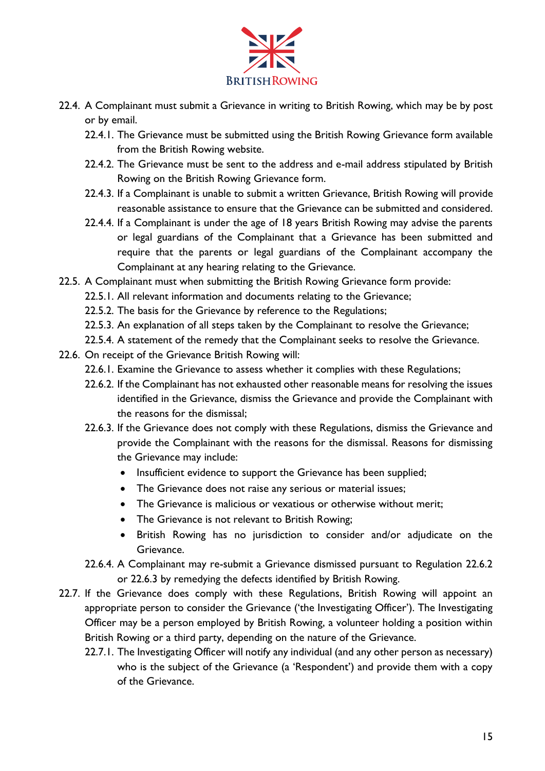- 22.4. A Complainant must submit a Grievance in writing to British Rowing, which may be by post or by email.
  - 22.4.1. The Grievance must be submitted using the British Rowing Grievance form available from the British Rowing website.
  - 22.4.2. The Grievance must be sent to the address and e-mail address stipulated by British Rowing on the British Rowing Grievance form.
  - 22.4.3. If a Complainant is unable to submit a written Grievance, British Rowing will provide reasonable assistance to ensure that the Grievance can be submitted and considered.
  - 22.4.4. If a Complainant is under the age of 18 years British Rowing may advise the parents or legal guardians of the Complainant that a Grievance has been submitted and require that the parents or legal guardians of the Complainant accompany the Complainant at any hearing relating to the Grievance.
- 22.5. A Complainant must when submitting the British Rowing Grievance form provide:
  - 22.5.1. All relevant information and documents relating to the Grievance;
  - 22.5.2. The basis for the Grievance by reference to the Regulations;
  - 22.5.3. An explanation of all steps taken by the Complainant to resolve the Grievance;
  - 22.5.4. A statement of the remedy that the Complainant seeks to resolve the Grievance.
- 22.6. On receipt of the Grievance British Rowing will:
  - 22.6.1. Examine the Grievance to assess whether it complies with these Regulations;
  - 22.6.2. If the Complainant has not exhausted other reasonable means for resolving the issues identified in the Grievance, dismiss the Grievance and provide the Complainant with the reasons for the dismissal;
  - 22.6.3. If the Grievance does not comply with these Regulations, dismiss the Grievance and provide the Complainant with the reasons for the dismissal. Reasons for dismissing the Grievance may include:
    - Insufficient evidence to support the Grievance has been supplied;
    - The Grievance does not raise any serious or material issues;
    - The Grievance is malicious or vexatious or otherwise without merit;
    - The Grievance is not relevant to British Rowing;
    - British Rowing has no jurisdiction to consider and/or adjudicate on the Grievance.
  - 22.6.4. A Complainant may re-submit a Grievance dismissed pursuant to Regulation 22.6.2 or 22.6.3 by remedying the defects identified by British Rowing.
- 22.7. If the Grievance does comply with these Regulations, British Rowing will appoint an appropriate person to consider the Grievance ('the Investigating Officer'). The Investigating Officer may be a person employed by British Rowing, a volunteer holding a position within British Rowing or a third party, depending on the nature of the Grievance.
  - 22.7.1. The Investigating Officer will notify any individual (and any other person as necessary) who is the subject of the Grievance (a 'Respondent') and provide them with a copy of the Grievance.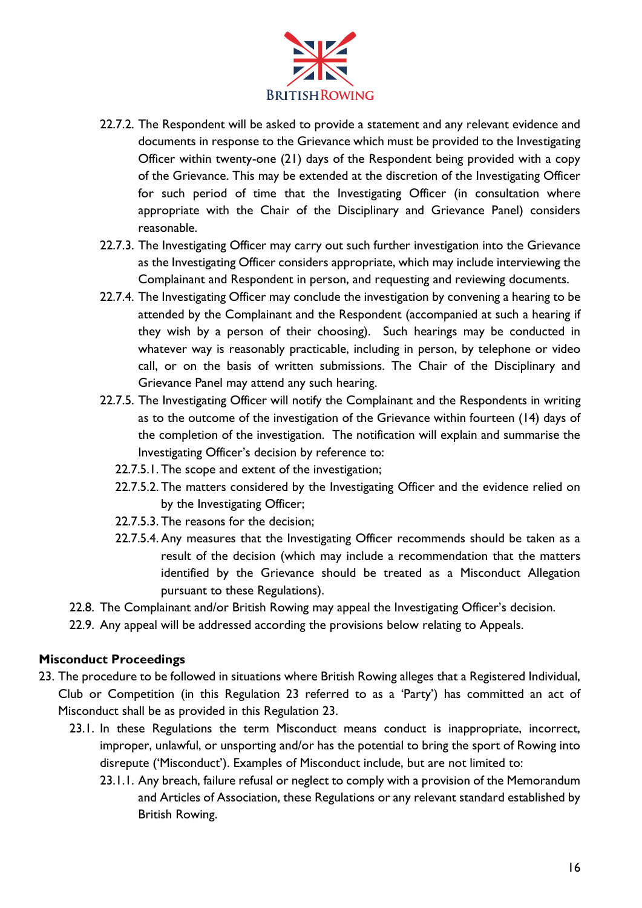22.7.2. The Respondent will be asked to provide a statement and any relevant evidence and documents in response to the Grievance which must be provided to the Investigating Officer within twenty-one (21) days of the Respondent being provided with a copy of the Grievance. This may be extended at the discretion of the Investigating Officer for such period of time that the Investigating Officer (in consultation where appropriate with the Chair of the Disciplinary and Grievance Panel) considers reasonable.

22.7.3. The Investigating Officer may carry out such further investigation into the Grievance as the Investigating Officer considers appropriate, which may include interviewing the Complainant and Respondent in person, and requesting and reviewing documents.

22.7.4. The Investigating Officer may conclude the investigation by convening a hearing to be attended by the Complainant and the Respondent (accompanied at such a hearing if they wish by a person of their choosing). Such hearings may be conducted in whatever way is reasonably practicable, including in person, by telephone or video call, or on the basis of written submissions. The Chair of the Disciplinary and Grievance Panel may attend any such hearing.

22.7.5. The Investigating Officer will notify the Complainant and the Respondents in writing as to the outcome of the investigation of the Grievance within fourteen (14) days of the completion of the investigation. The notification will explain and summarise the Investigating Officer's decision by reference to:

22.7.5.1. The scope and extent of the investigation;

22.7.5.2. The matters considered by the Investigating Officer and the evidence relied on by the Investigating Officer;

22.7.5.3. The reasons for the decision;

22.7.5.4. Any measures that the Investigating Officer recommends should be taken as a result of the decision (which may include a recommendation that the matters identified by the Grievance should be treated as a Misconduct Allegation pursuant to these Regulations).

22.8. The Complainant and/or British Rowing may appeal the Investigating Officer's decision.

22.9. Any appeal will be addressed according the provisions below relating to Appeals.

**Misconduct Proceedings**

23. The procedure to be followed in situations where British Rowing alleges that a Registered Individual, Club or Competition (in this Regulation 23 referred to as a 'Party') has committed an act of Misconduct shall be as provided in this Regulation 23.

23.1. In these Regulations the term Misconduct means conduct is inappropriate, incorrect, improper, unlawful, or unsporting and/or has the potential to bring the sport of Rowing into disrepute ('Misconduct'). Examples of Misconduct include, but are not limited to:

23.1.1. Any breach, failure refusal or neglect to comply with a provision of the Memorandum and Articles of Association, these Regulations or any relevant standard established by British Rowing.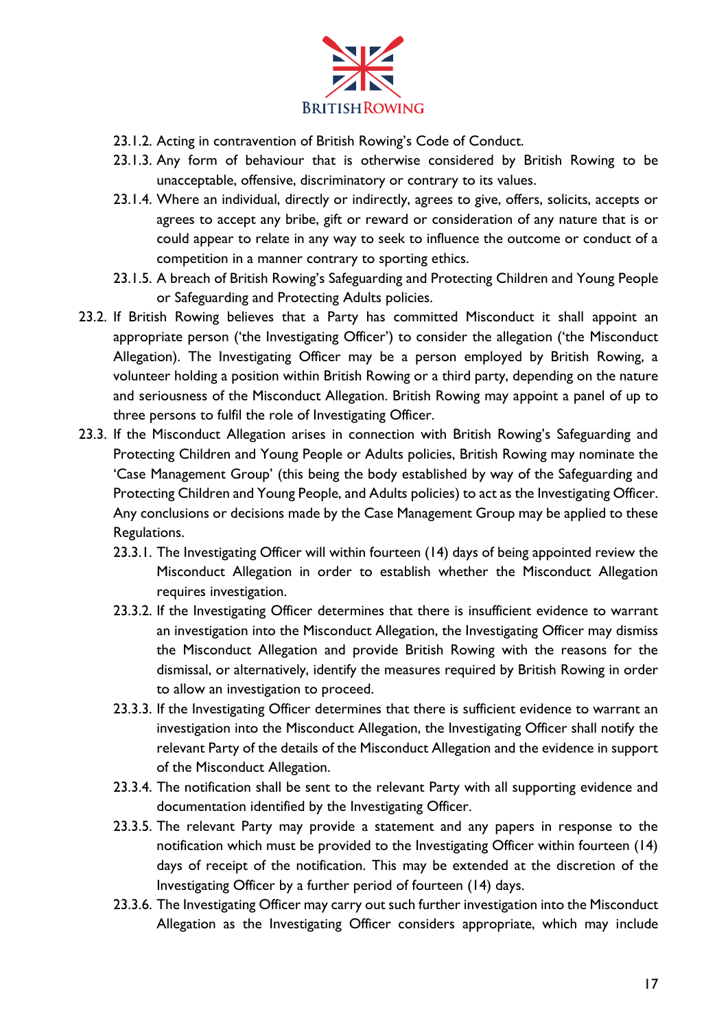- 23.1.2. Acting in contravention of British Rowing's Code of Conduct.
- 23.1.3. Any form of behaviour that is otherwise considered by British Rowing to be unacceptable, offensive, discriminatory or contrary to its values.
- 23.1.4. Where an individual, directly or indirectly, agrees to give, offers, solicits, accepts or agrees to accept any bribe, gift or reward or consideration of any nature that is or could appear to relate in any way to seek to influence the outcome or conduct of a competition in a manner contrary to sporting ethics.
- 23.1.5. A breach of British Rowing's Safeguarding and Protecting Children and Young People or Safeguarding and Protecting Adults policies.

23.2. If British Rowing believes that a Party has committed Misconduct it shall appoint an appropriate person ('the Investigating Officer') to consider the allegation ('the Misconduct Allegation). The Investigating Officer may be a person employed by British Rowing, a volunteer holding a position within British Rowing or a third party, depending on the nature and seriousness of the Misconduct Allegation. British Rowing may appoint a panel of up to three persons to fulfil the role of Investigating Officer.

23.3. If the Misconduct Allegation arises in connection with British Rowing's Safeguarding and Protecting Children and Young People or Adults policies, British Rowing may nominate the 'Case Management Group' (this being the body established by way of the Safeguarding and Protecting Children and Young People, and Adults policies) to act as the Investigating Officer. Any conclusions or decisions made by the Case Management Group may be applied to these Regulations.

- 23.3.1. The Investigating Officer will within fourteen (14) days of being appointed review the Misconduct Allegation in order to establish whether the Misconduct Allegation requires investigation.
- 23.3.2. If the Investigating Officer determines that there is insufficient evidence to warrant an investigation into the Misconduct Allegation, the Investigating Officer may dismiss the Misconduct Allegation and provide British Rowing with the reasons for the dismissal, or alternatively, identify the measures required by British Rowing in order to allow an investigation to proceed.
- 23.3.3. If the Investigating Officer determines that there is sufficient evidence to warrant an investigation into the Misconduct Allegation, the Investigating Officer shall notify the relevant Party of the details of the Misconduct Allegation and the evidence in support of the Misconduct Allegation.
- 23.3.4. The notification shall be sent to the relevant Party with all supporting evidence and documentation identified by the Investigating Officer.
- 23.3.5. The relevant Party may provide a statement and any papers in response to the notification which must be provided to the Investigating Officer within fourteen (14) days of receipt of the notification. This may be extended at the discretion of the Investigating Officer by a further period of fourteen (14) days.
- 23.3.6. The Investigating Officer may carry out such further investigation into the Misconduct Allegation as the Investigating Officer considers appropriate, which may include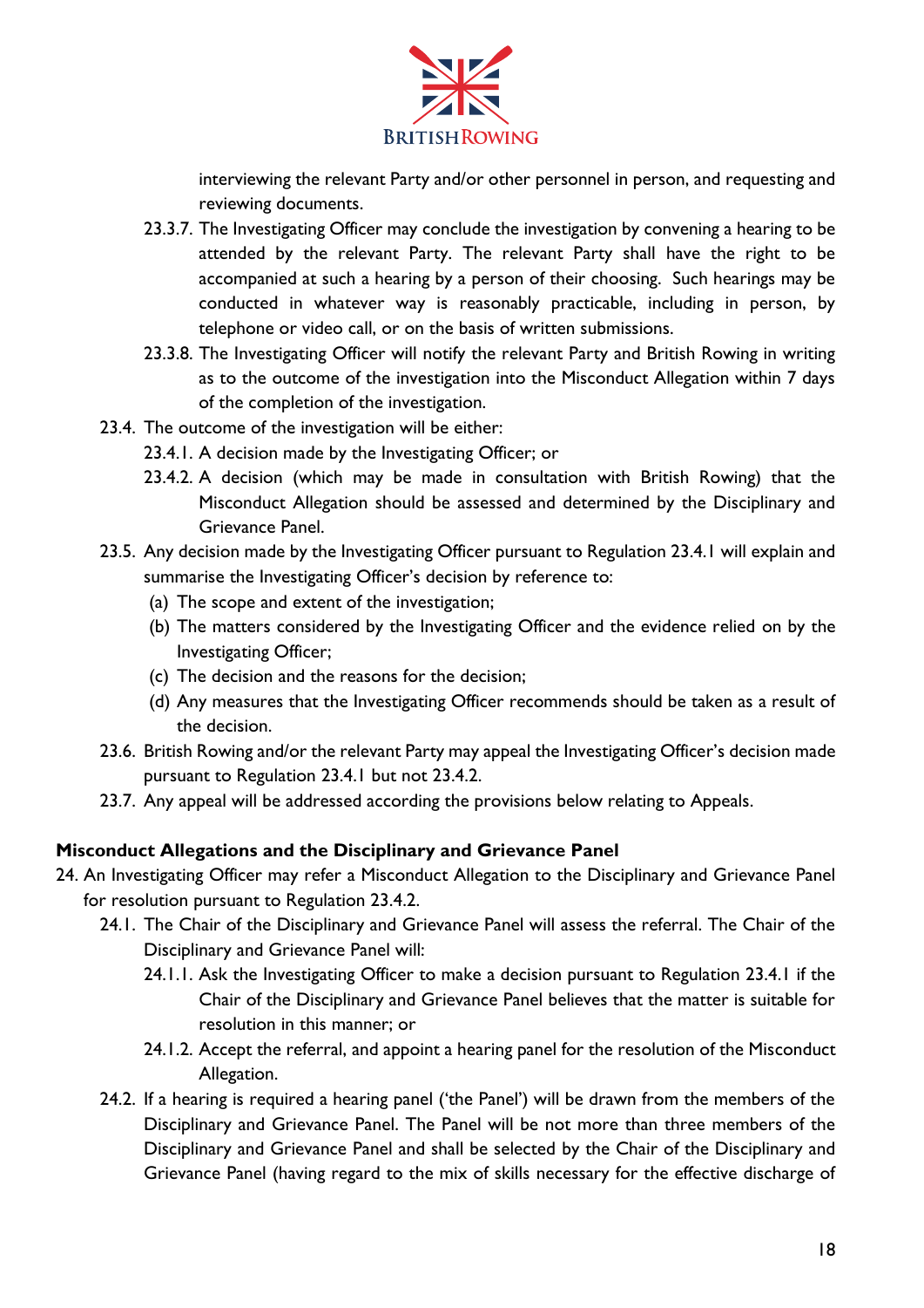interviewing the relevant Party and/or other personnel in person, and requesting and reviewing documents.

23.3.7. The Investigating Officer may conclude the investigation by convening a hearing to be attended by the relevant Party. The relevant Party shall have the right to be accompanied at such a hearing by a person of their choosing. Such hearings may be conducted in whatever way is reasonably practicable, including in person, by telephone or video call, or on the basis of written submissions.

23.3.8. The Investigating Officer will notify the relevant Party and British Rowing in writing as to the outcome of the investigation into the Misconduct Allegation within 7 days of the completion of the investigation.

23.4. The outcome of the investigation will be either:

23.4.1. A decision made by the Investigating Officer; or

23.4.2. A decision (which may be made in consultation with British Rowing) that the Misconduct Allegation should be assessed and determined by the Disciplinary and Grievance Panel.

23.5. Any decision made by the Investigating Officer pursuant to Regulation 23.4.1 will explain and summarise the Investigating Officer's decision by reference to:

(a) The scope and extent of the investigation;

(b) The matters considered by the Investigating Officer and the evidence relied on by the Investigating Officer;

(c) The decision and the reasons for the decision;

(d) Any measures that the Investigating Officer recommends should be taken as a result of the decision.

23.6. British Rowing and/or the relevant Party may appeal the Investigating Officer's decision made pursuant to Regulation 23.4.1 but not 23.4.2.

23.7. Any appeal will be addressed according the provisions below relating to Appeals.

**Misconduct Allegations and the Disciplinary and Grievance Panel**

24. An Investigating Officer may refer a Misconduct Allegation to the Disciplinary and Grievance Panel for resolution pursuant to Regulation 23.4.2.

24.1. The Chair of the Disciplinary and Grievance Panel will assess the referral. The Chair of the Disciplinary and Grievance Panel will:

24.1.1. Ask the Investigating Officer to make a decision pursuant to Regulation 23.4.1 if the Chair of the Disciplinary and Grievance Panel believes that the matter is suitable for resolution in this manner; or

24.1.2. Accept the referral, and appoint a hearing panel for the resolution of the Misconduct Allegation.

24.2. If a hearing is required a hearing panel ('the Panel') will be drawn from the members of the Disciplinary and Grievance Panel. The Panel will be not more than three members of the Disciplinary and Grievance Panel and shall be selected by the Chair of the Disciplinary and Grievance Panel (having regard to the mix of skills necessary for the effective discharge of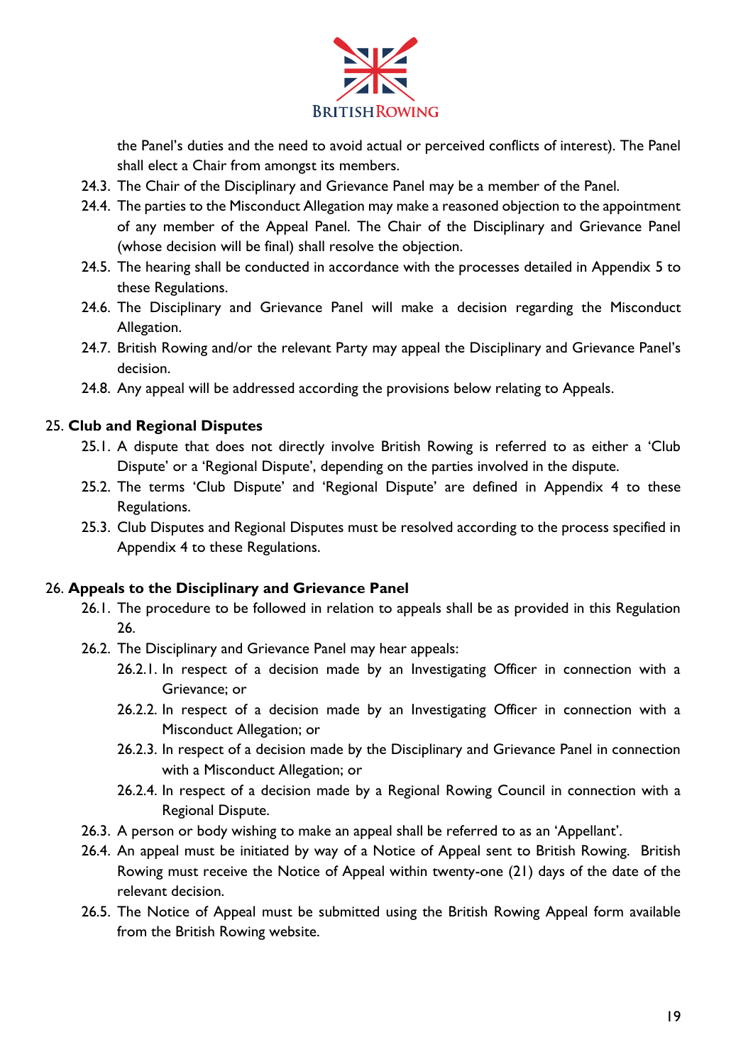the Panel's duties and the need to avoid actual or perceived conflicts of interest). The Panel shall elect a Chair from amongst its members.

24.3. The Chair of the Disciplinary and Grievance Panel may be a member of the Panel.

24.4. The parties to the Misconduct Allegation may make a reasoned objection to the appointment of any member of the Appeal Panel. The Chair of the Disciplinary and Grievance Panel (whose decision will be final) shall resolve the objection.

24.5. The hearing shall be conducted in accordance with the processes detailed in Appendix 5 to these Regulations.

24.6. The Disciplinary and Grievance Panel will make a decision regarding the Misconduct Allegation.

24.7. British Rowing and/or the relevant Party may appeal the Disciplinary and Grievance Panel's decision.

24.8. Any appeal will be addressed according the provisions below relating to Appeals.

25. **Club and Regional Disputes**

25.1. A dispute that does not directly involve British Rowing is referred to as either a 'Club Dispute' or a 'Regional Dispute', depending on the parties involved in the dispute.

25.2. The terms 'Club Dispute' and 'Regional Dispute' are defined in Appendix 4 to these Regulations.

25.3. Club Disputes and Regional Disputes must be resolved according to the process specified in Appendix 4 to these Regulations.

26. **Appeals to the Disciplinary and Grievance Panel**

26.1. The procedure to be followed in relation to appeals shall be as provided in this Regulation 26.

26.2. The Disciplinary and Grievance Panel may hear appeals:

26.2.1. In respect of a decision made by an Investigating Officer in connection with a Grievance; or

26.2.2. In respect of a decision made by an Investigating Officer in connection with a Misconduct Allegation; or

26.2.3. In respect of a decision made by the Disciplinary and Grievance Panel in connection with a Misconduct Allegation; or

26.2.4. In respect of a decision made by a Regional Rowing Council in connection with a Regional Dispute.

26.3. A person or body wishing to make an appeal shall be referred to as an 'Appellant'.

26.4. An appeal must be initiated by way of a Notice of Appeal sent to British Rowing. British Rowing must receive the Notice of Appeal within twenty-one (21) days of the date of the relevant decision.

26.5. The Notice of Appeal must be submitted using the British Rowing Appeal form available from the British Rowing website.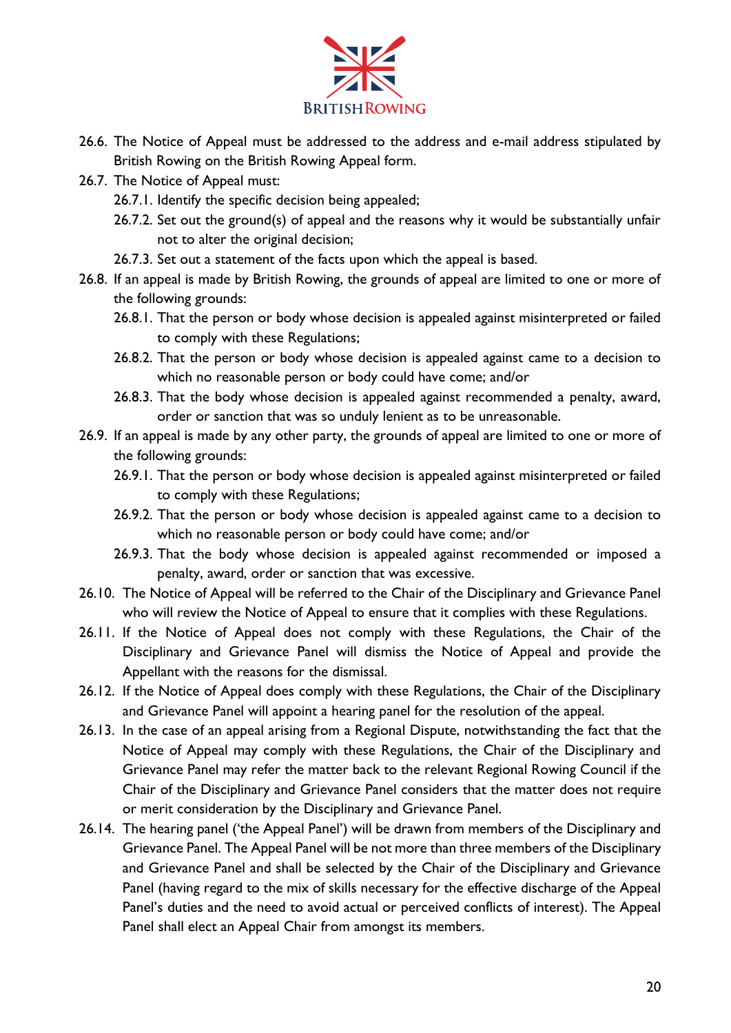26.6. The Notice of Appeal must be addressed to the address and e-mail address stipulated by British Rowing on the British Rowing Appeal form.

26.7. The Notice of Appeal must:

26.7.1. Identify the specific decision being appealed;

26.7.2. Set out the ground(s) of appeal and the reasons why it would be substantially unfair not to alter the original decision;

26.7.3. Set out a statement of the facts upon which the appeal is based.

26.8. If an appeal is made by British Rowing, the grounds of appeal are limited to one or more of the following grounds:

26.8.1. That the person or body whose decision is appealed against misinterpreted or failed to comply with these Regulations;

26.8.2. That the person or body whose decision is appealed against came to a decision to which no reasonable person or body could have come; and/or

26.8.3. That the body whose decision is appealed against recommended a penalty, award, order or sanction that was so unduly lenient as to be unreasonable.

26.9. If an appeal is made by any other party, the grounds of appeal are limited to one or more of the following grounds:

26.9.1. That the person or body whose decision is appealed against misinterpreted or failed to comply with these Regulations;

26.9.2. That the person or body whose decision is appealed against came to a decision to which no reasonable person or body could have come; and/or

26.9.3. That the body whose decision is appealed against recommended or imposed a penalty, award, order or sanction that was excessive.

26.10. The Notice of Appeal will be referred to the Chair of the Disciplinary and Grievance Panel who will review the Notice of Appeal to ensure that it complies with these Regulations.

26.11. If the Notice of Appeal does not comply with these Regulations, the Chair of the Disciplinary and Grievance Panel will dismiss the Notice of Appeal and provide the Appellant with the reasons for the dismissal.

26.12. If the Notice of Appeal does comply with these Regulations, the Chair of the Disciplinary and Grievance Panel will appoint a hearing panel for the resolution of the appeal.

26.13. In the case of an appeal arising from a Regional Dispute, notwithstanding the fact that the Notice of Appeal may comply with these Regulations, the Chair of the Disciplinary and Grievance Panel may refer the matter back to the relevant Regional Rowing Council if the Chair of the Disciplinary and Grievance Panel considers that the matter does not require or merit consideration by the Disciplinary and Grievance Panel.

26.14. The hearing panel ('the Appeal Panel') will be drawn from members of the Disciplinary and Grievance Panel. The Appeal Panel will be not more than three members of the Disciplinary and Grievance Panel and shall be selected by the Chair of the Disciplinary and Grievance Panel (having regard to the mix of skills necessary for the effective discharge of the Appeal Panel's duties and the need to avoid actual or perceived conflicts of interest). The Appeal Panel shall elect an Appeal Chair from amongst its members.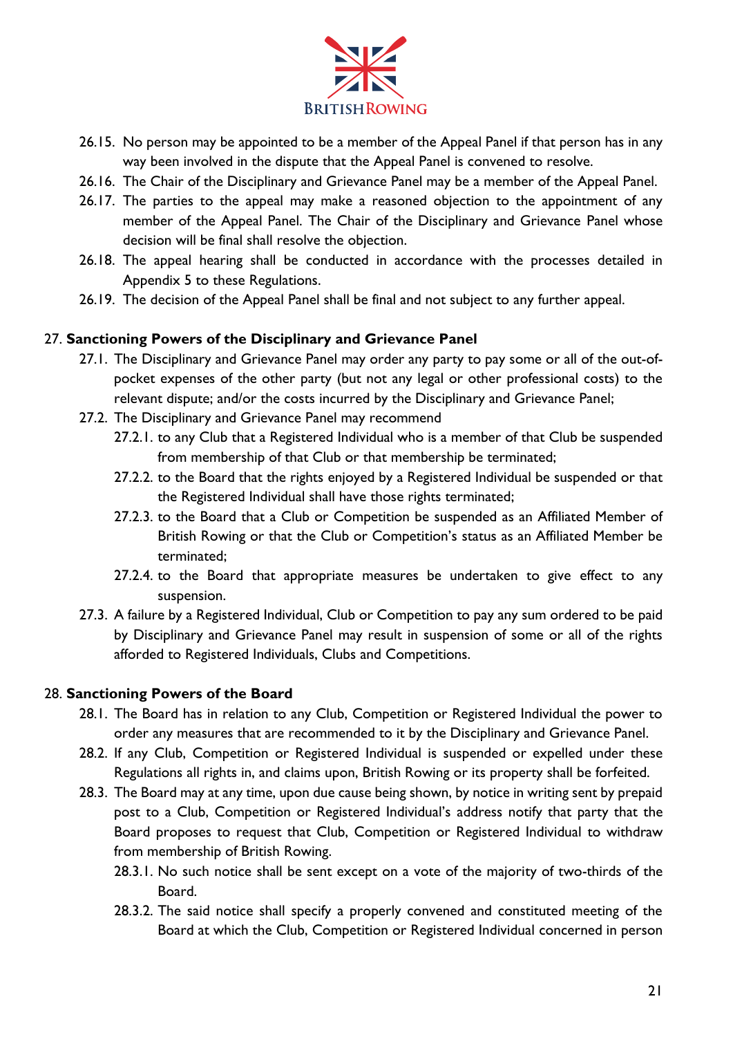26.15. No person may be appointed to be a member of the Appeal Panel if that person has in any way been involved in the dispute that the Appeal Panel is convened to resolve.

26.16. The Chair of the Disciplinary and Grievance Panel may be a member of the Appeal Panel.

26.17. The parties to the appeal may make a reasoned objection to the appointment of any member of the Appeal Panel. The Chair of the Disciplinary and Grievance Panel whose decision will be final shall resolve the objection.

26.18. The appeal hearing shall be conducted in accordance with the processes detailed in Appendix 5 to these Regulations.

26.19. The decision of the Appeal Panel shall be final and not subject to any further appeal.

## 27. Sanctioning Powers of the Disciplinary and Grievance Panel

27.1. The Disciplinary and Grievance Panel may order any party to pay some or all of the out-of-pocket expenses of the other party (but not any legal or other professional costs) to the relevant dispute; and/or the costs incurred by the Disciplinary and Grievance Panel;

27.2. The Disciplinary and Grievance Panel may recommend

- 27.2.1. to any Club that a Registered Individual who is a member of that Club be suspended from membership of that Club or that membership be terminated;
- 27.2.2. to the Board that the rights enjoyed by a Registered Individual be suspended or that the Registered Individual shall have those rights terminated;
- 27.2.3. to the Board that a Club or Competition be suspended as an Affiliated Member of British Rowing or that the Club or Competition's status as an Affiliated Member be terminated;
- 27.2.4. to the Board that appropriate measures be undertaken to give effect to any suspension.

27.3. A failure by a Registered Individual, Club or Competition to pay any sum ordered to be paid by Disciplinary and Grievance Panel may result in suspension of some or all of the rights afforded to Registered Individuals, Clubs and Competitions.

## 28. Sanctioning Powers of the Board

28.1. The Board has in relation to any Club, Competition or Registered Individual the power to order any measures that are recommended to it by the Disciplinary and Grievance Panel.

28.2. If any Club, Competition or Registered Individual is suspended or expelled under these Regulations all rights in, and claims upon, British Rowing or its property shall be forfeited.

28.3. The Board may at any time, upon due cause being shown, by notice in writing sent by prepaid post to a Club, Competition or Registered Individual's address notify that party that the Board proposes to request that Club, Competition or Registered Individual to withdraw from membership of British Rowing.

- 28.3.1. No such notice shall be sent except on a vote of the majority of two-thirds of the Board.
- 28.3.2. The said notice shall specify a properly convened and constituted meeting of the Board at which the Club, Competition or Registered Individual concerned in person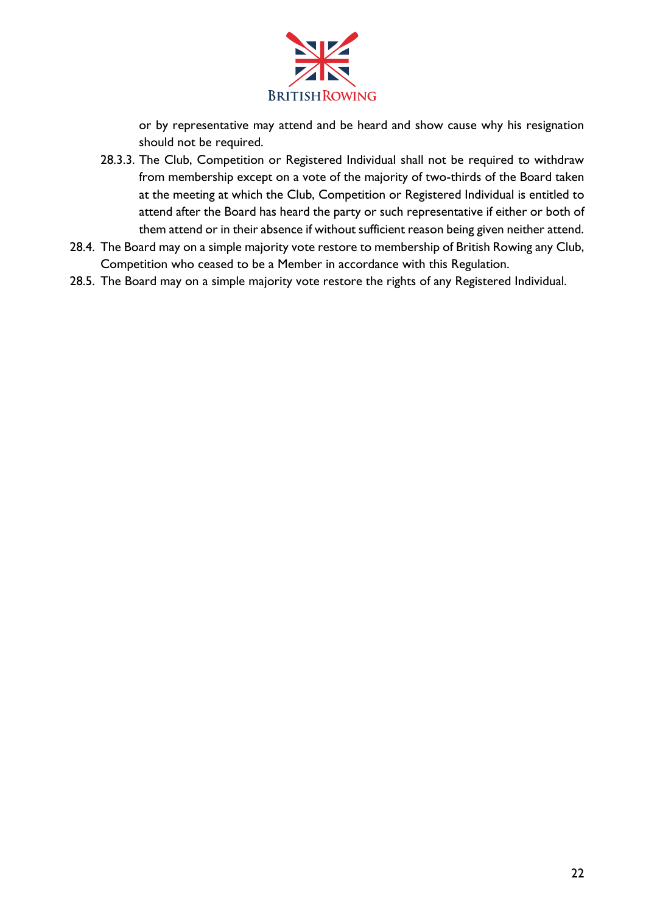or by representative may attend and be heard and show cause why his resignation should not be required.

28.3.3. The Club, Competition or Registered Individual shall not be required to withdraw from membership except on a vote of the majority of two-thirds of the Board taken at the meeting at which the Club, Competition or Registered Individual is entitled to attend after the Board has heard the party or such representative if either or both of them attend or in their absence if without sufficient reason being given neither attend.

28.4. The Board may on a simple majority vote restore to membership of British Rowing any Club, Competition who ceased to be a Member in accordance with this Regulation.

28.5. The Board may on a simple majority vote restore the rights of any Registered Individual.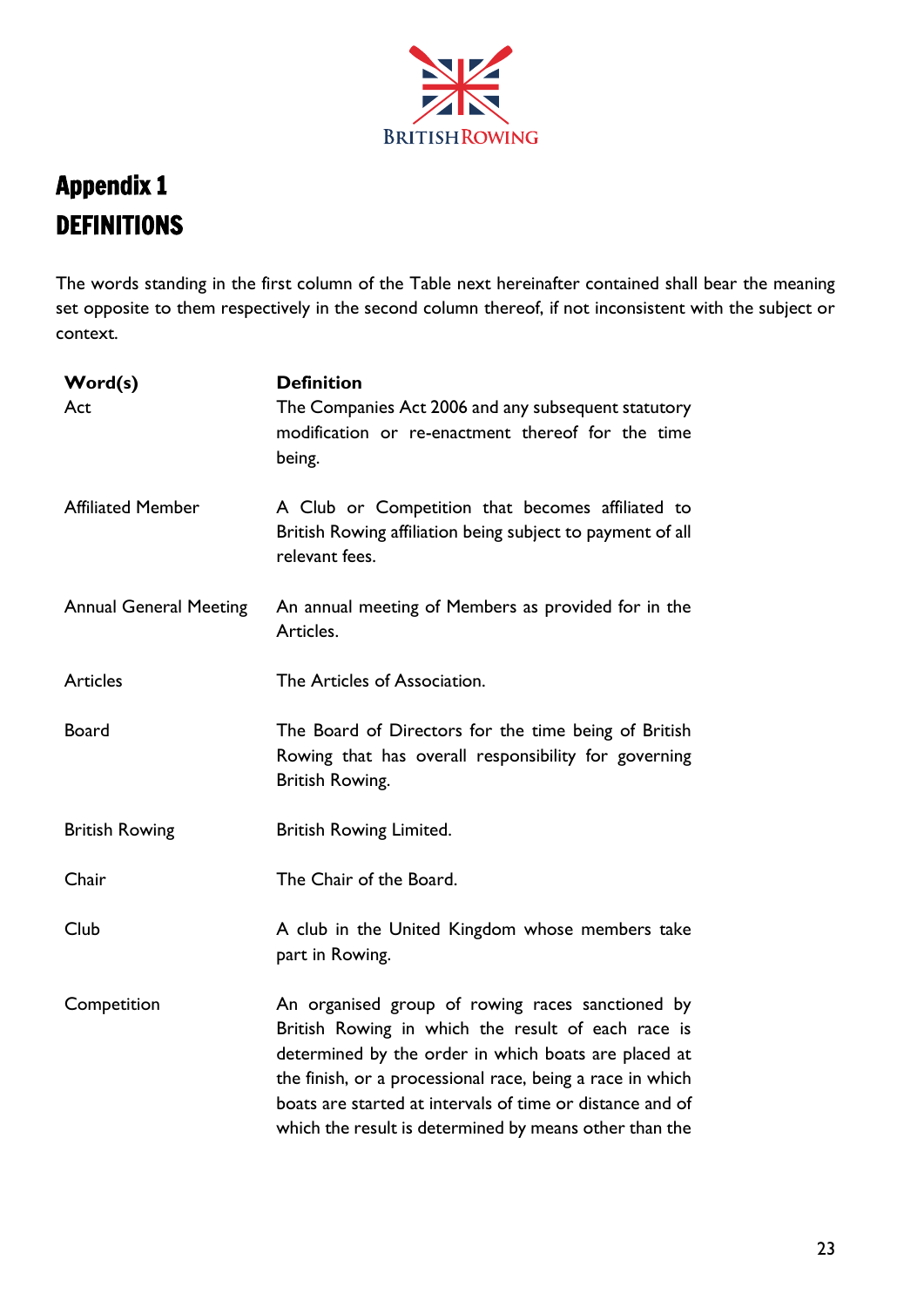# Appendix 1

# DEFINITIONS

The words standing in the first column of the Table next hereinafter contained shall bear the meaning set opposite to them respectively in the second column thereof, if not inconsistent with the subject or context.

| Word(s) | Definition |
|---|---|
| Act | The Companies Act 2006 and any subsequent statutory modification or re-enactment thereof for the time being. |
| Affiliated Member | A Club or Competition that becomes affiliated to British Rowing affiliation being subject to payment of all relevant fees. |
| Annual General Meeting | An annual meeting of Members as provided for in the Articles. |
| Articles | The Articles of Association. |
| Board | The Board of Directors for the time being of British Rowing that has overall responsibility for governing British Rowing. |
| British Rowing | British Rowing Limited. |
| Chair | The Chair of the Board. |
| Club | A club in the United Kingdom whose members take part in Rowing. |
| Competition | An organised group of rowing races sanctioned by British Rowing in which the result of each race is determined by the order in which boats are placed at the finish, or a processional race, being a race in which boats are started at intervals of time or distance and of which the result is determined by means other than the |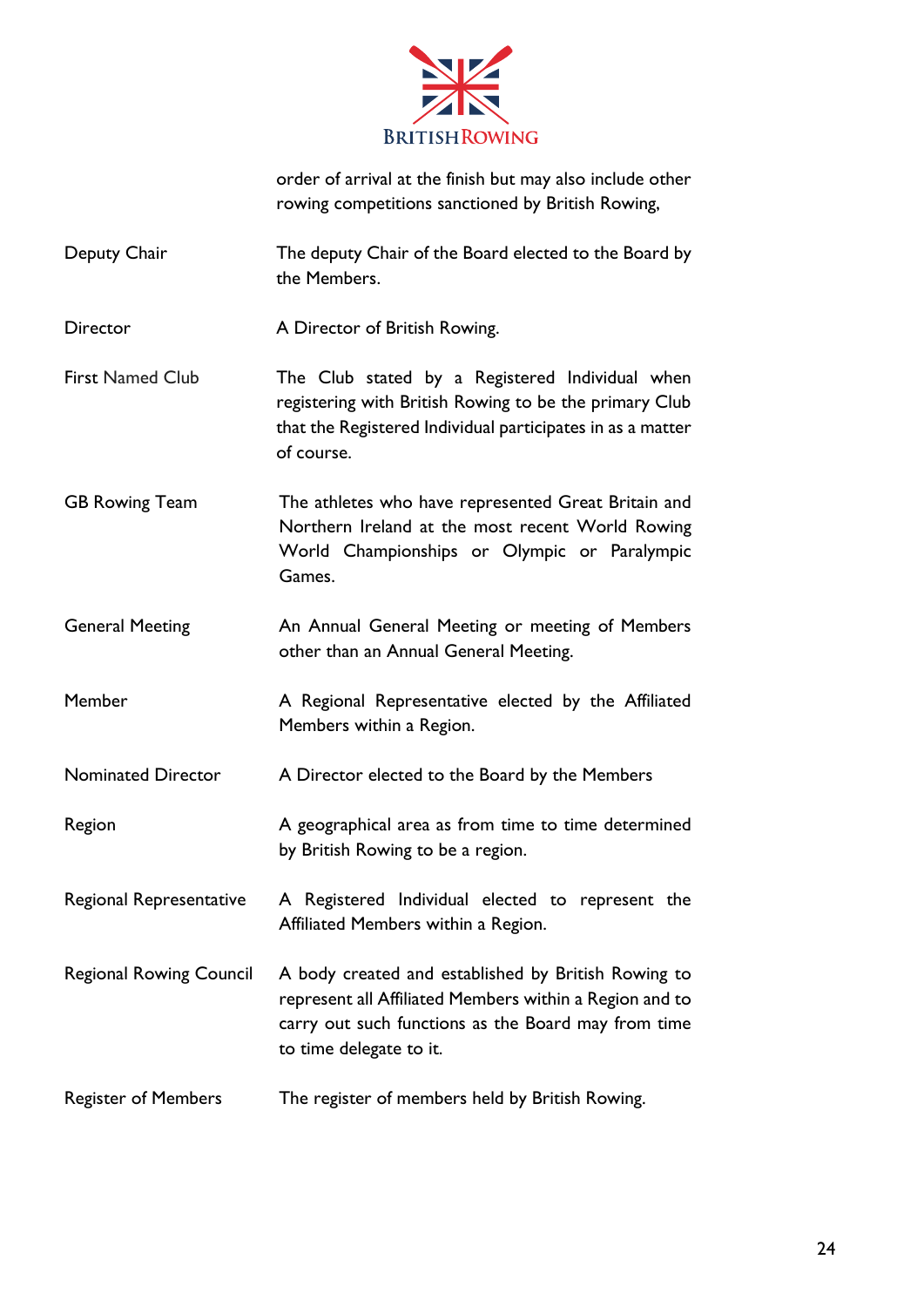| | |
|---|---|
| | order of arrival at the finish but may also include other rowing competitions sanctioned by British Rowing, |
| Deputy Chair | The deputy Chair of the Board elected to the Board by the Members. |
| Director | A Director of British Rowing. |
| First Named Club | The Club stated by a Registered Individual when registering with British Rowing to be the primary Club that the Registered Individual participates in as a matter of course. |
| GB Rowing Team | The athletes who have represented Great Britain and Northern Ireland at the most recent World Rowing World Championships or Olympic or Paralympic Games. |
| General Meeting | An Annual General Meeting or meeting of Members other than an Annual General Meeting. |
| Member | A Regional Representative elected by the Affiliated Members within a Region. |
| Nominated Director | A Director elected to the Board by the Members |
| Region | A geographical area as from time to time determined by British Rowing to be a region. |
| Regional Representative | A Registered Individual elected to represent the Affiliated Members within a Region. |
| Regional Rowing Council | A body created and established by British Rowing to represent all Affiliated Members within a Region and to carry out such functions as the Board may from time to time delegate to it. |
| Register of Members | The register of members held by British Rowing. |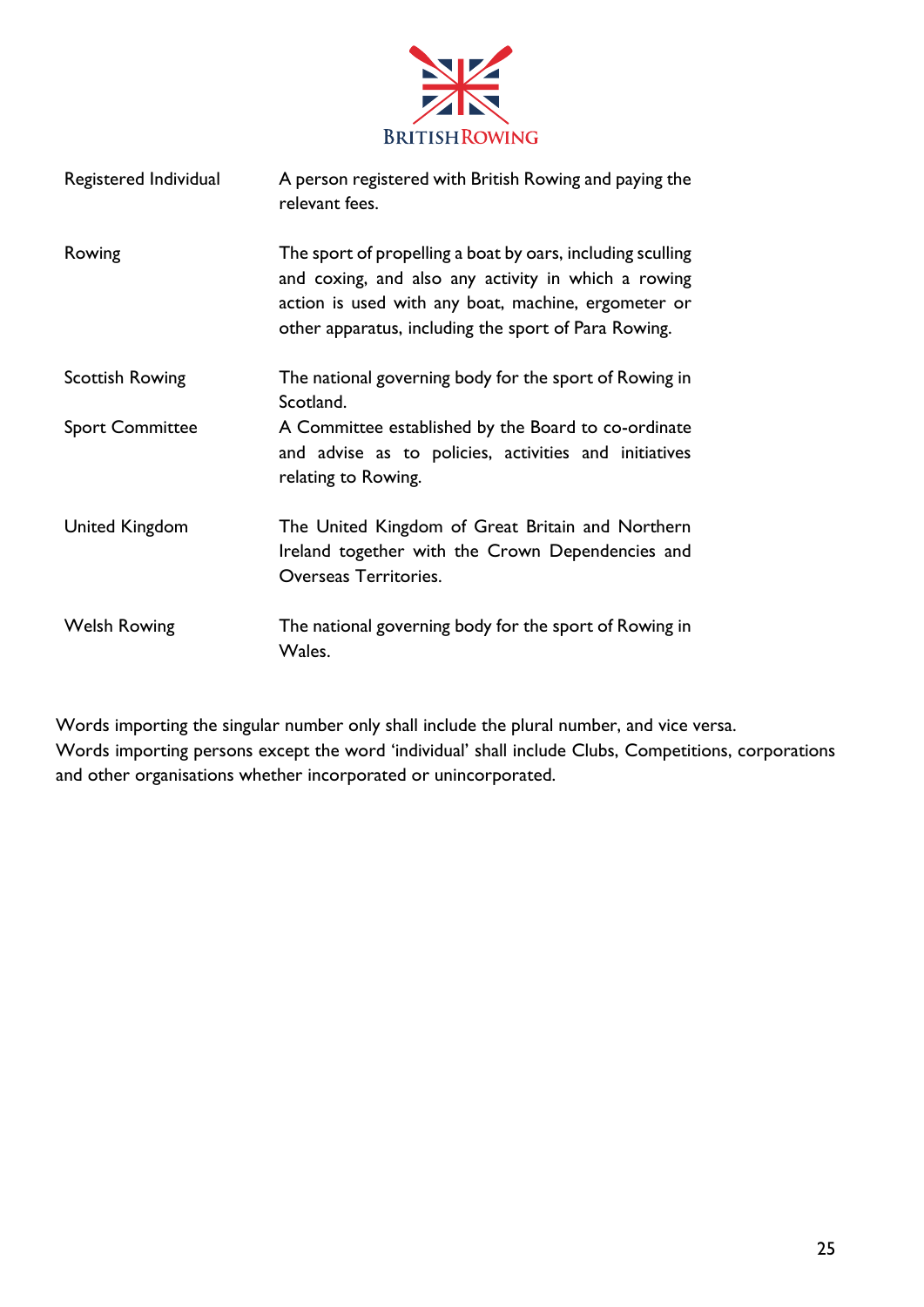| | |
|---|---|
| Registered Individual | A person registered with British Rowing and paying the relevant fees. |
| Rowing | The sport of propelling a boat by oars, including sculling and coxing, and also any activity in which a rowing action is used with any boat, machine, ergometer or other apparatus, including the sport of Para Rowing. |
| Scottish Rowing | The national governing body for the sport of Rowing in Scotland. |
| Sport Committee | A Committee established by the Board to co-ordinate and advise as to policies, activities and initiatives relating to Rowing. |
| United Kingdom | The United Kingdom of Great Britain and Northern Ireland together with the Crown Dependencies and Overseas Territories. |
| Welsh Rowing | The national governing body for the sport of Rowing in Wales. |

Words importing the singular number only shall include the plural number, and vice versa.
Words importing persons except the word 'individual' shall include Clubs, Competitions, corporations and other organisations whether incorporated or unincorporated.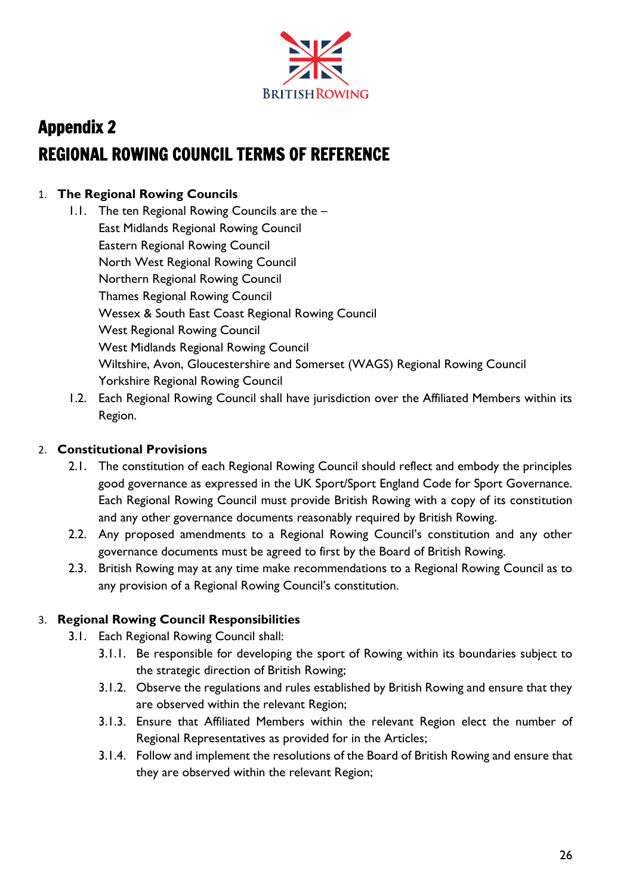# Appendix 2

# REGIONAL ROWING COUNCIL TERMS OF REFERENCE

1. **The Regional Rowing Councils**
   1.1. The ten Regional Rowing Councils are the –
   East Midlands Regional Rowing Council
   Eastern Regional Rowing Council
   North West Regional Rowing Council
   Northern Regional Rowing Council
   Thames Regional Rowing Council
   Wessex & South East Coast Regional Rowing Council
   West Regional Rowing Council
   West Midlands Regional Rowing Council
   Wiltshire, Avon, Gloucestershire and Somerset (WAGS) Regional Rowing Council
   Yorkshire Regional Rowing Council

   1.2. Each Regional Rowing Council shall have jurisdiction over the Affiliated Members within its Region.

2. **Constitutional Provisions**
   2.1. The constitution of each Regional Rowing Council should reflect and embody the principles good governance as expressed in the UK Sport/Sport England Code for Sport Governance. Each Regional Rowing Council must provide British Rowing with a copy of its constitution and any other governance documents reasonably required by British Rowing.

   2.2. Any proposed amendments to a Regional Rowing Council's constitution and any other governance documents must be agreed to first by the Board of British Rowing.

   2.3. British Rowing may at any time make recommendations to a Regional Rowing Council as to any provision of a Regional Rowing Council's constitution.

3. **Regional Rowing Council Responsibilities**
   3.1. Each Regional Rowing Council shall:

   3.1.1. Be responsible for developing the sport of Rowing within its boundaries subject to the strategic direction of British Rowing;

   3.1.2. Observe the regulations and rules established by British Rowing and ensure that they are observed within the relevant Region;

   3.1.3. Ensure that Affiliated Members within the relevant Region elect the number of Regional Representatives as provided for in the Articles;

   3.1.4. Follow and implement the resolutions of the Board of British Rowing and ensure that they are observed within the relevant Region;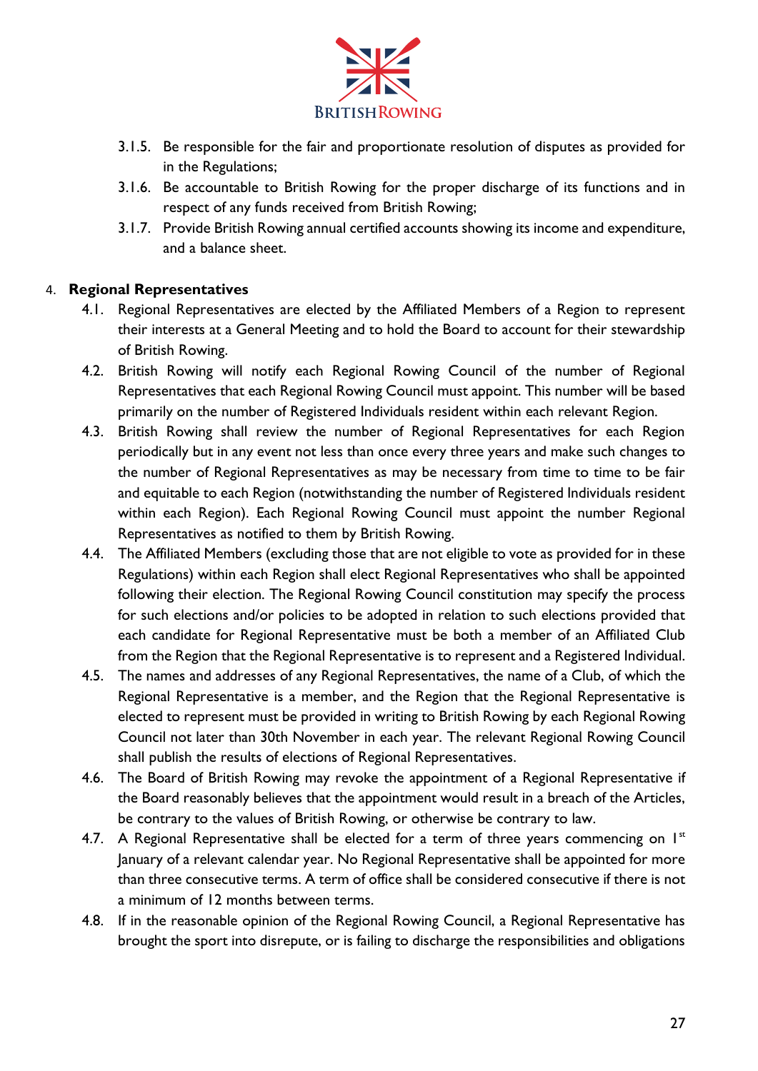3.1.5. Be responsible for the fair and proportionate resolution of disputes as provided for in the Regulations;

3.1.6. Be accountable to British Rowing for the proper discharge of its functions and in respect of any funds received from British Rowing;

3.1.7. Provide British Rowing annual certified accounts showing its income and expenditure, and a balance sheet.

4. **Regional Representatives**

4.1. Regional Representatives are elected by the Affiliated Members of a Region to represent their interests at a General Meeting and to hold the Board to account for their stewardship of British Rowing.

4.2. British Rowing will notify each Regional Rowing Council of the number of Regional Representatives that each Regional Rowing Council must appoint. This number will be based primarily on the number of Registered Individuals resident within each relevant Region.

4.3. British Rowing shall review the number of Regional Representatives for each Region periodically but in any event not less than once every three years and make such changes to the number of Regional Representatives as may be necessary from time to time to be fair and equitable to each Region (notwithstanding the number of Registered Individuals resident within each Region). Each Regional Rowing Council must appoint the number Regional Representatives as notified to them by British Rowing.

4.4. The Affiliated Members (excluding those that are not eligible to vote as provided for in these Regulations) within each Region shall elect Regional Representatives who shall be appointed following their election. The Regional Rowing Council constitution may specify the process for such elections and/or policies to be adopted in relation to such elections provided that each candidate for Regional Representative must be both a member of an Affiliated Club from the Region that the Regional Representative is to represent and a Registered Individual.

4.5. The names and addresses of any Regional Representatives, the name of a Club, of which the Regional Representative is a member, and the Region that the Regional Representative is elected to represent must be provided in writing to British Rowing by each Regional Rowing Council not later than 30th November in each year. The relevant Regional Rowing Council shall publish the results of elections of Regional Representatives.

4.6. The Board of British Rowing may revoke the appointment of a Regional Representative if the Board reasonably believes that the appointment would result in a breach of the Articles, be contrary to the values of British Rowing, or otherwise be contrary to law.

4.7. A Regional Representative shall be elected for a term of three years commencing on 1st January of a relevant calendar year. No Regional Representative shall be appointed for more than three consecutive terms. A term of office shall be considered consecutive if there is not a minimum of 12 months between terms.

4.8. If in the reasonable opinion of the Regional Rowing Council, a Regional Representative has brought the sport into disrepute, or is failing to discharge the responsibilities and obligations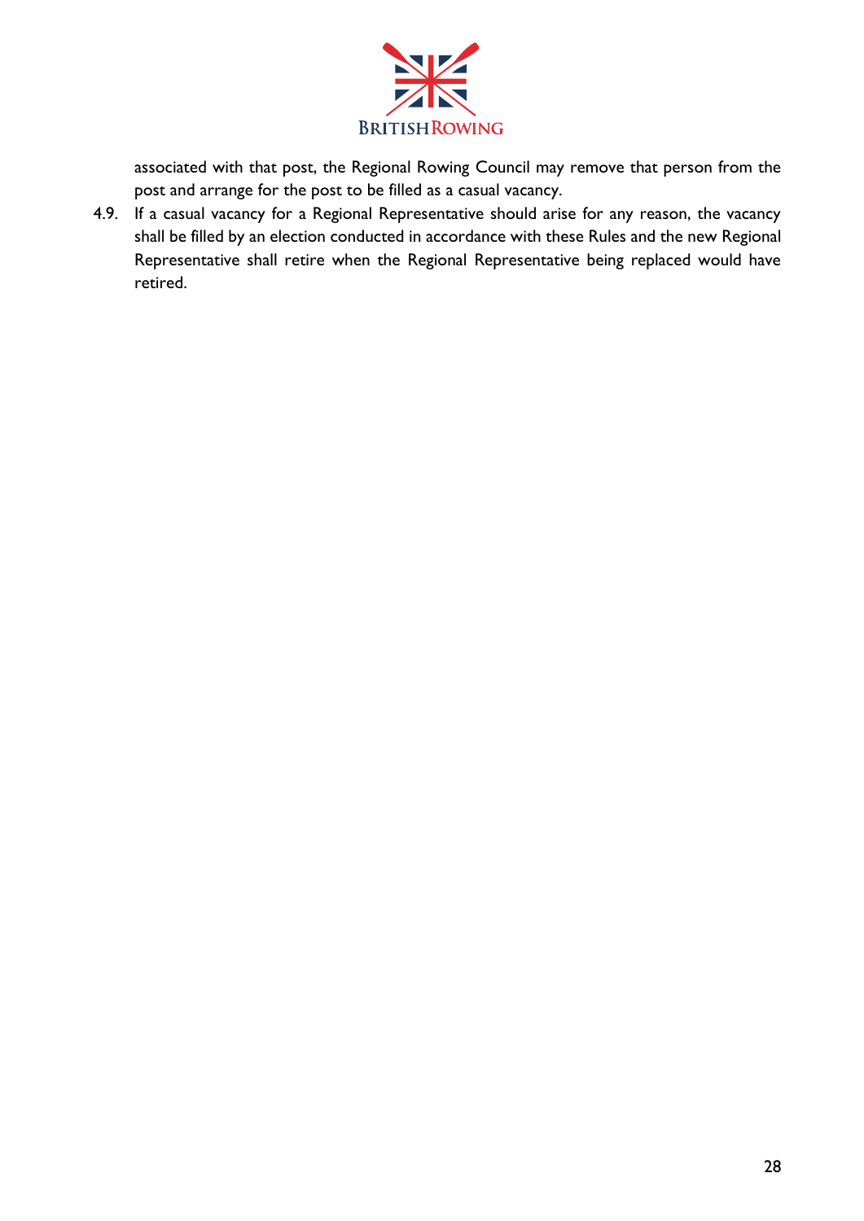associated with that post, the Regional Rowing Council may remove that person from the post and arrange for the post to be filled as a casual vacancy.

4.9. If a casual vacancy for a Regional Representative should arise for any reason, the vacancy shall be filled by an election conducted in accordance with these Rules and the new Regional Representative shall retire when the Regional Representative being replaced would have retired.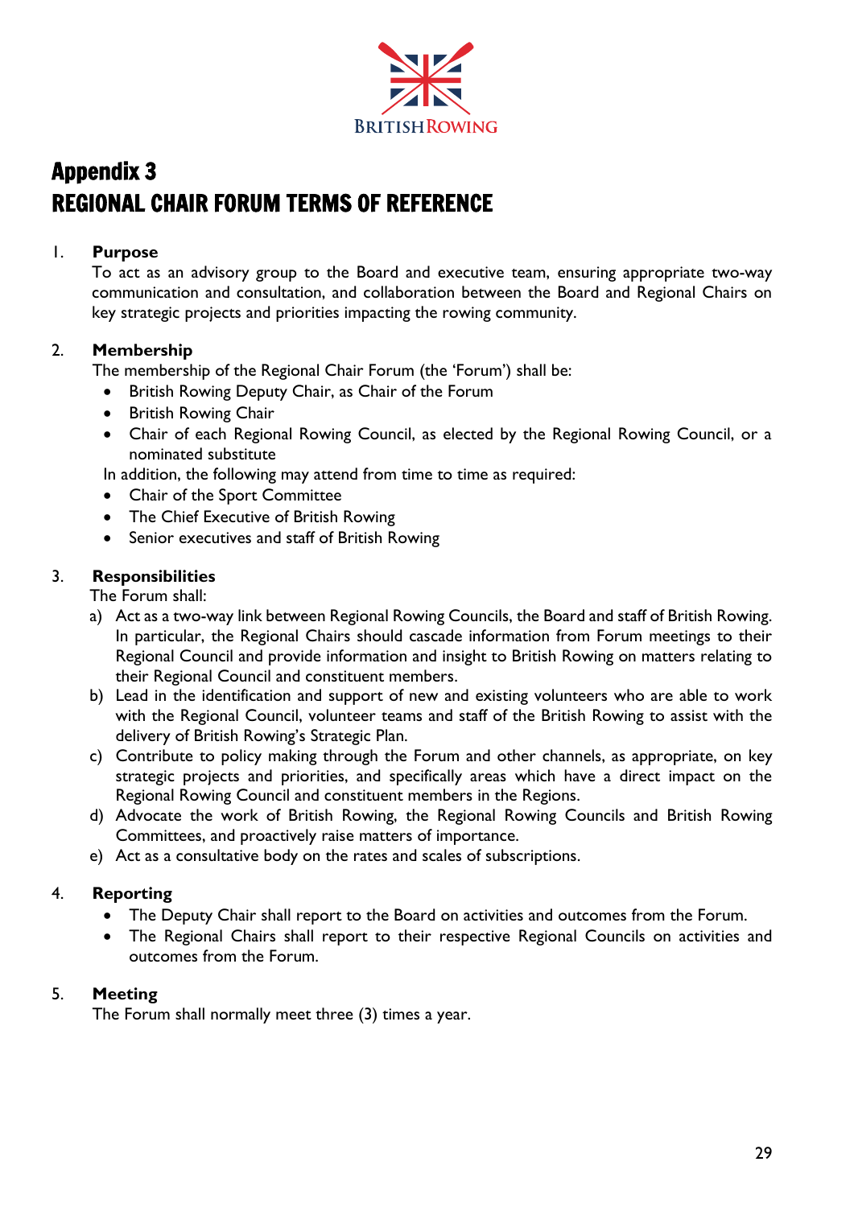# Appendix 3
# REGIONAL CHAIR FORUM TERMS OF REFERENCE

1. **Purpose**
   To act as an advisory group to the Board and executive team, ensuring appropriate two-way communication and consultation, and collaboration between the Board and Regional Chairs on key strategic projects and priorities impacting the rowing community.

2. **Membership**
   The membership of the Regional Chair Forum (the 'Forum') shall be:
   - British Rowing Deputy Chair, as Chair of the Forum
   - British Rowing Chair
   - Chair of each Regional Rowing Council, as elected by the Regional Rowing Council, or a nominated substitute

   In addition, the following may attend from time to time as required:
   - Chair of the Sport Committee
   - The Chief Executive of British Rowing
   - Senior executives and staff of British Rowing

3. **Responsibilities**
   The Forum shall:
   a) Act as a two-way link between Regional Rowing Councils, the Board and staff of British Rowing. In particular, the Regional Chairs should cascade information from Forum meetings to their Regional Council and provide information and insight to British Rowing on matters relating to their Regional Council and constituent members.
   b) Lead in the identification and support of new and existing volunteers who are able to work with the Regional Council, volunteer teams and staff of the British Rowing to assist with the delivery of British Rowing's Strategic Plan.
   c) Contribute to policy making through the Forum and other channels, as appropriate, on key strategic projects and priorities, and specifically areas which have a direct impact on the Regional Rowing Council and constituent members in the Regions.
   d) Advocate the work of British Rowing, the Regional Rowing Councils and British Rowing Committees, and proactively raise matters of importance.
   e) Act as a consultative body on the rates and scales of subscriptions.

4. **Reporting**
   - The Deputy Chair shall report to the Board on activities and outcomes from the Forum.
   - The Regional Chairs shall report to their respective Regional Councils on activities and outcomes from the Forum.

5. **Meeting**
   The Forum shall normally meet three (3) times a year.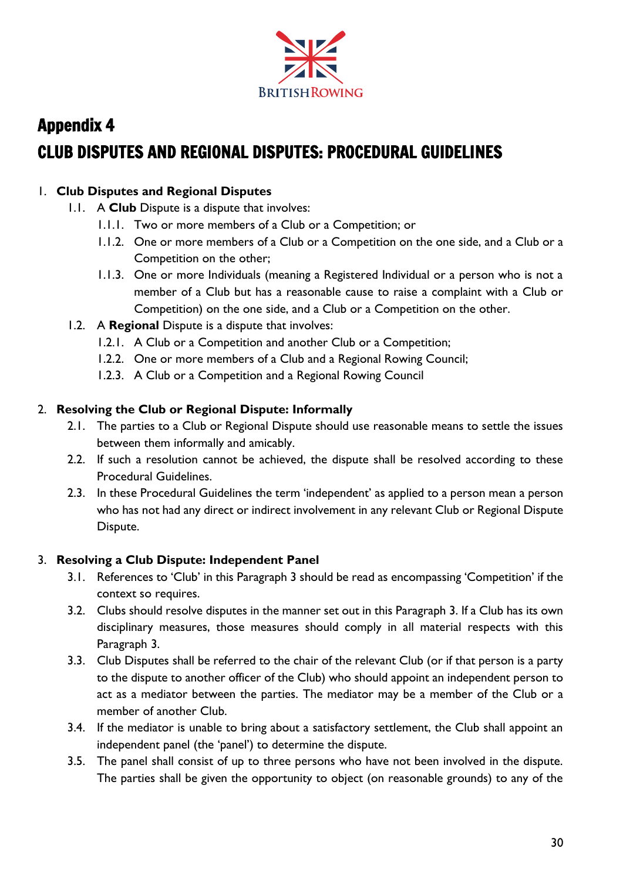# Appendix 4

# CLUB DISPUTES AND REGIONAL DISPUTES: PROCEDURAL GUIDELINES

1. **Club Disputes and Regional Disputes**
   - 1.1. A **Club** Dispute is a dispute that involves:
     - 1.1.1. Two or more members of a Club or a Competition; or
     - 1.1.2. One or more members of a Club or a Competition on the one side, and a Club or a Competition on the other;
     - 1.1.3. One or more Individuals (meaning a Registered Individual or a person who is not a member of a Club but has a reasonable cause to raise a complaint with a Club or Competition) on the one side, and a Club or a Competition on the other.
   - 1.2. A **Regional** Dispute is a dispute that involves:
     - 1.2.1. A Club or a Competition and another Club or a Competition;
     - 1.2.2. One or more members of a Club and a Regional Rowing Council;
     - 1.2.3. A Club or a Competition and a Regional Rowing Council

2. **Resolving the Club or Regional Dispute: Informally**
   - 2.1. The parties to a Club or Regional Dispute should use reasonable means to settle the issues between them informally and amicably.
   - 2.2. If such a resolution cannot be achieved, the dispute shall be resolved according to these Procedural Guidelines.
   - 2.3. In these Procedural Guidelines the term 'independent' as applied to a person mean a person who has not had any direct or indirect involvement in any relevant Club or Regional Dispute Dispute.

3. **Resolving a Club Dispute: Independent Panel**
   - 3.1. References to 'Club' in this Paragraph 3 should be read as encompassing 'Competition' if the context so requires.
   - 3.2. Clubs should resolve disputes in the manner set out in this Paragraph 3. If a Club has its own disciplinary measures, those measures should comply in all material respects with this Paragraph 3.
   - 3.3. Club Disputes shall be referred to the chair of the relevant Club (or if that person is a party to the dispute to another officer of the Club) who should appoint an independent person to act as a mediator between the parties. The mediator may be a member of the Club or a member of another Club.
   - 3.4. If the mediator is unable to bring about a satisfactory settlement, the Club shall appoint an independent panel (the 'panel') to determine the dispute.
   - 3.5. The panel shall consist of up to three persons who have not been involved in the dispute. The parties shall be given the opportunity to object (on reasonable grounds) to any of the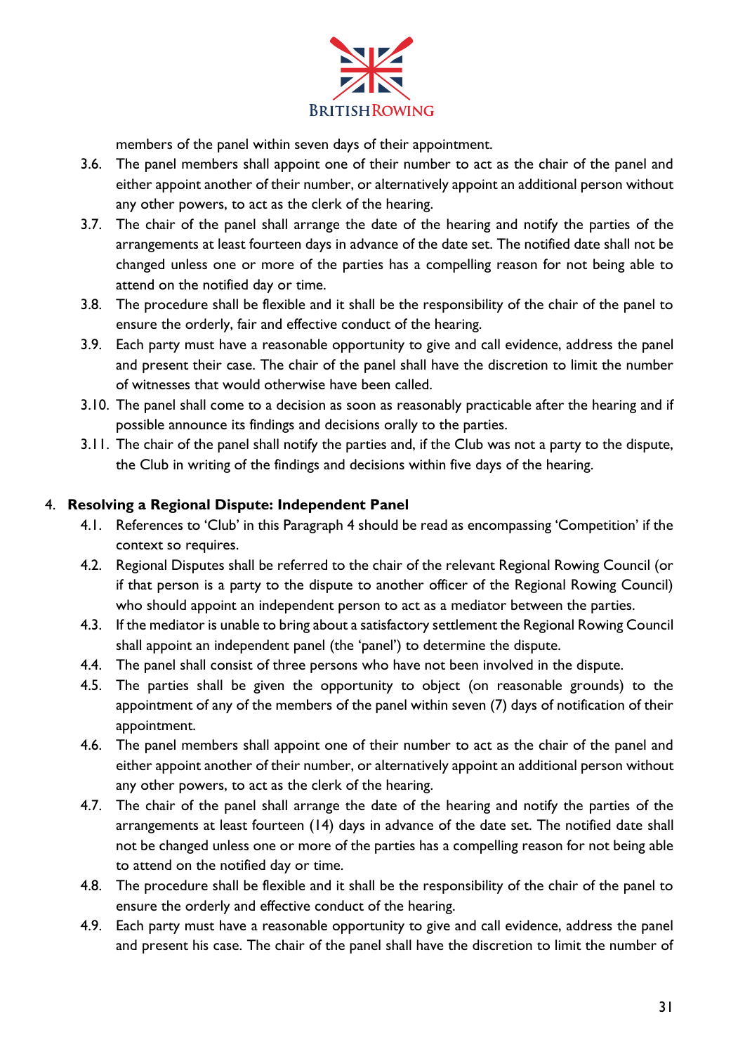members of the panel within seven days of their appointment.

3.6. The panel members shall appoint one of their number to act as the chair of the panel and either appoint another of their number, or alternatively appoint an additional person without any other powers, to act as the clerk of the hearing.

3.7. The chair of the panel shall arrange the date of the hearing and notify the parties of the arrangements at least fourteen days in advance of the date set. The notified date shall not be changed unless one or more of the parties has a compelling reason for not being able to attend on the notified day or time.

3.8. The procedure shall be flexible and it shall be the responsibility of the chair of the panel to ensure the orderly, fair and effective conduct of the hearing.

3.9. Each party must have a reasonable opportunity to give and call evidence, address the panel and present their case. The chair of the panel shall have the discretion to limit the number of witnesses that would otherwise have been called.

3.10. The panel shall come to a decision as soon as reasonably practicable after the hearing and if possible announce its findings and decisions orally to the parties.

3.11. The chair of the panel shall notify the parties and, if the Club was not a party to the dispute, the Club in writing of the findings and decisions within five days of the hearing.

## 4. Resolving a Regional Dispute: Independent Panel

4.1. References to 'Club' in this Paragraph 4 should be read as encompassing 'Competition' if the context so requires.

4.2. Regional Disputes shall be referred to the chair of the relevant Regional Rowing Council (or if that person is a party to the dispute to another officer of the Regional Rowing Council) who should appoint an independent person to act as a mediator between the parties.

4.3. If the mediator is unable to bring about a satisfactory settlement the Regional Rowing Council shall appoint an independent panel (the 'panel') to determine the dispute.

4.4. The panel shall consist of three persons who have not been involved in the dispute.

4.5. The parties shall be given the opportunity to object (on reasonable grounds) to the appointment of any of the members of the panel within seven (7) days of notification of their appointment.

4.6. The panel members shall appoint one of their number to act as the chair of the panel and either appoint another of their number, or alternatively appoint an additional person without any other powers, to act as the clerk of the hearing.

4.7. The chair of the panel shall arrange the date of the hearing and notify the parties of the arrangements at least fourteen (14) days in advance of the date set. The notified date shall not be changed unless one or more of the parties has a compelling reason for not being able to attend on the notified day or time.

4.8. The procedure shall be flexible and it shall be the responsibility of the chair of the panel to ensure the orderly and effective conduct of the hearing.

4.9. Each party must have a reasonable opportunity to give and call evidence, address the panel and present his case. The chair of the panel shall have the discretion to limit the number of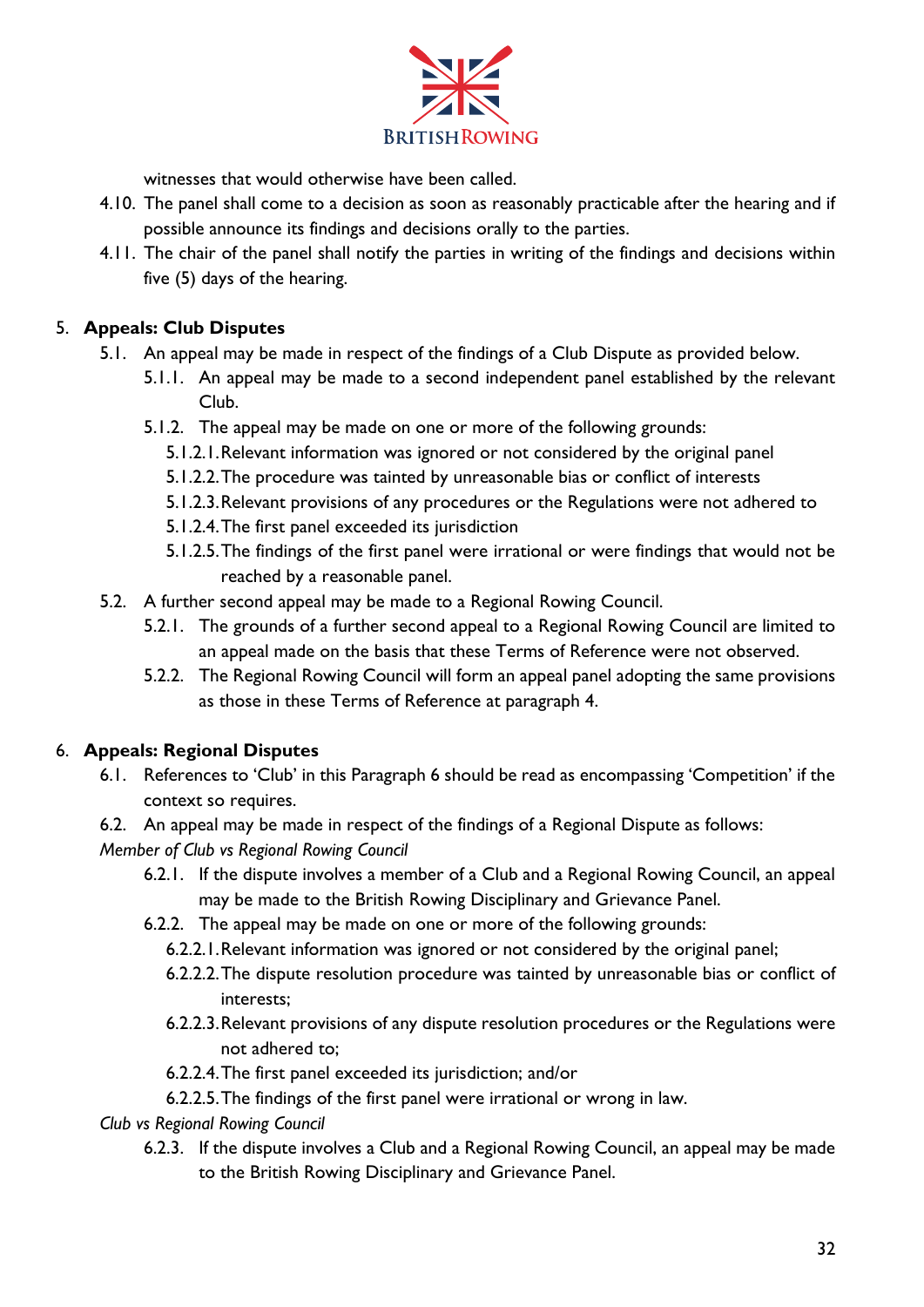witnesses that would otherwise have been called.

4.10. The panel shall come to a decision as soon as reasonably practicable after the hearing and if possible announce its findings and decisions orally to the parties.

4.11. The chair of the panel shall notify the parties in writing of the findings and decisions within five (5) days of the hearing.

## 5. Appeals: Club Disputes

- 5.1. An appeal may be made in respect of the findings of a Club Dispute as provided below.
  - 5.1.1. An appeal may be made to a second independent panel established by the relevant Club.
  - 5.1.2. The appeal may be made on one or more of the following grounds:
    - 5.1.2.1. Relevant information was ignored or not considered by the original panel
    - 5.1.2.2. The procedure was tainted by unreasonable bias or conflict of interests
    - 5.1.2.3. Relevant provisions of any procedures or the Regulations were not adhered to
    - 5.1.2.4. The first panel exceeded its jurisdiction
    - 5.1.2.5. The findings of the first panel were irrational or were findings that would not be reached by a reasonable panel.
- 5.2. A further second appeal may be made to a Regional Rowing Council.
  - 5.2.1. The grounds of a further second appeal to a Regional Rowing Council are limited to an appeal made on the basis that these Terms of Reference were not observed.
  - 5.2.2. The Regional Rowing Council will form an appeal panel adopting the same provisions as those in these Terms of Reference at paragraph 4.

## 6. Appeals: Regional Disputes

- 6.1. References to 'Club' in this Paragraph 6 should be read as encompassing 'Competition' if the context so requires.
- 6.2. An appeal may be made in respect of the findings of a Regional Dispute as follows:

*Member of Club vs Regional Rowing Council*

  - 6.2.1. If the dispute involves a member of a Club and a Regional Rowing Council, an appeal may be made to the British Rowing Disciplinary and Grievance Panel.
  - 6.2.2. The appeal may be made on one or more of the following grounds:
    - 6.2.2.1. Relevant information was ignored or not considered by the original panel;
    - 6.2.2.2. The dispute resolution procedure was tainted by unreasonable bias or conflict of interests;
    - 6.2.2.3. Relevant provisions of any dispute resolution procedures or the Regulations were not adhered to;
    - 6.2.2.4. The first panel exceeded its jurisdiction; and/or
    - 6.2.2.5. The findings of the first panel were irrational or wrong in law.

*Club vs Regional Rowing Council*

  - 6.2.3. If the dispute involves a Club and a Regional Rowing Council, an appeal may be made to the British Rowing Disciplinary and Grievance Panel.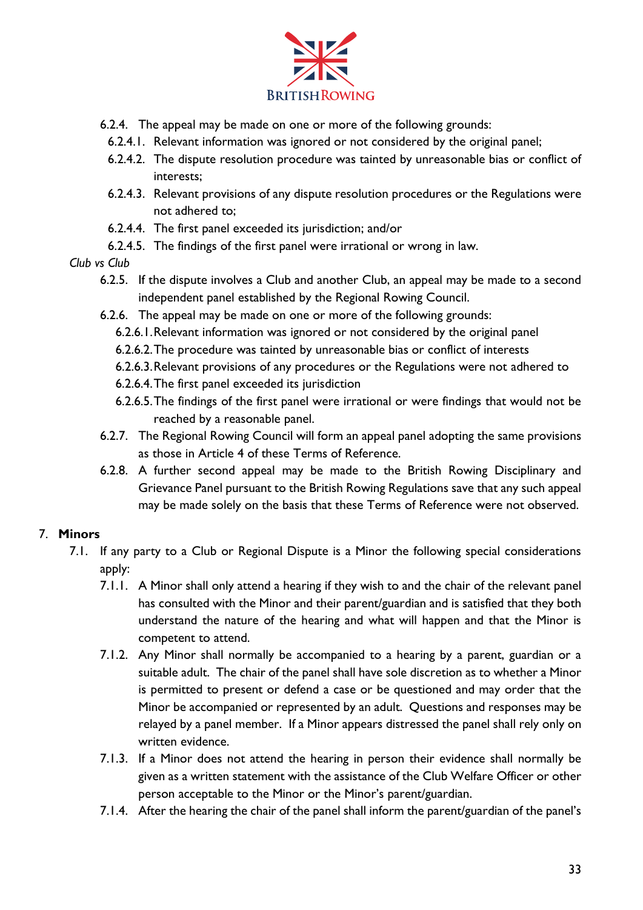- 6.2.4. The appeal may be made on one or more of the following grounds:
  - 6.2.4.1. Relevant information was ignored or not considered by the original panel;
  - 6.2.4.2. The dispute resolution procedure was tainted by unreasonable bias or conflict of interests;
  - 6.2.4.3. Relevant provisions of any dispute resolution procedures or the Regulations were not adhered to;
  - 6.2.4.4. The first panel exceeded its jurisdiction; and/or
  - 6.2.4.5. The findings of the first panel were irrational or wrong in law.

*Club vs Club*

- 6.2.5. If the dispute involves a Club and another Club, an appeal may be made to a second independent panel established by the Regional Rowing Council.
- 6.2.6. The appeal may be made on one or more of the following grounds:
  - 6.2.6.1. Relevant information was ignored or not considered by the original panel
  - 6.2.6.2. The procedure was tainted by unreasonable bias or conflict of interests
  - 6.2.6.3. Relevant provisions of any procedures or the Regulations were not adhered to
  - 6.2.6.4. The first panel exceeded its jurisdiction
  - 6.2.6.5. The findings of the first panel were irrational or were findings that would not be reached by a reasonable panel.
- 6.2.7. The Regional Rowing Council will form an appeal panel adopting the same provisions as those in Article 4 of these Terms of Reference.
- 6.2.8. A further second appeal may be made to the British Rowing Disciplinary and Grievance Panel pursuant to the British Rowing Regulations save that any such appeal may be made solely on the basis that these Terms of Reference were not observed.

## 7. Minors

- 7.1. If any party to a Club or Regional Dispute is a Minor the following special considerations apply:
  - 7.1.1. A Minor shall only attend a hearing if they wish to and the chair of the relevant panel has consulted with the Minor and their parent/guardian and is satisfied that they both understand the nature of the hearing and what will happen and that the Minor is competent to attend.
  - 7.1.2. Any Minor shall normally be accompanied to a hearing by a parent, guardian or a suitable adult. The chair of the panel shall have sole discretion as to whether a Minor is permitted to present or defend a case or be questioned and may order that the Minor be accompanied or represented by an adult. Questions and responses may be relayed by a panel member. If a Minor appears distressed the panel shall rely only on written evidence.
  - 7.1.3. If a Minor does not attend the hearing in person their evidence shall normally be given as a written statement with the assistance of the Club Welfare Officer or other person acceptable to the Minor or the Minor's parent/guardian.
  - 7.1.4. After the hearing the chair of the panel shall inform the parent/guardian of the panel's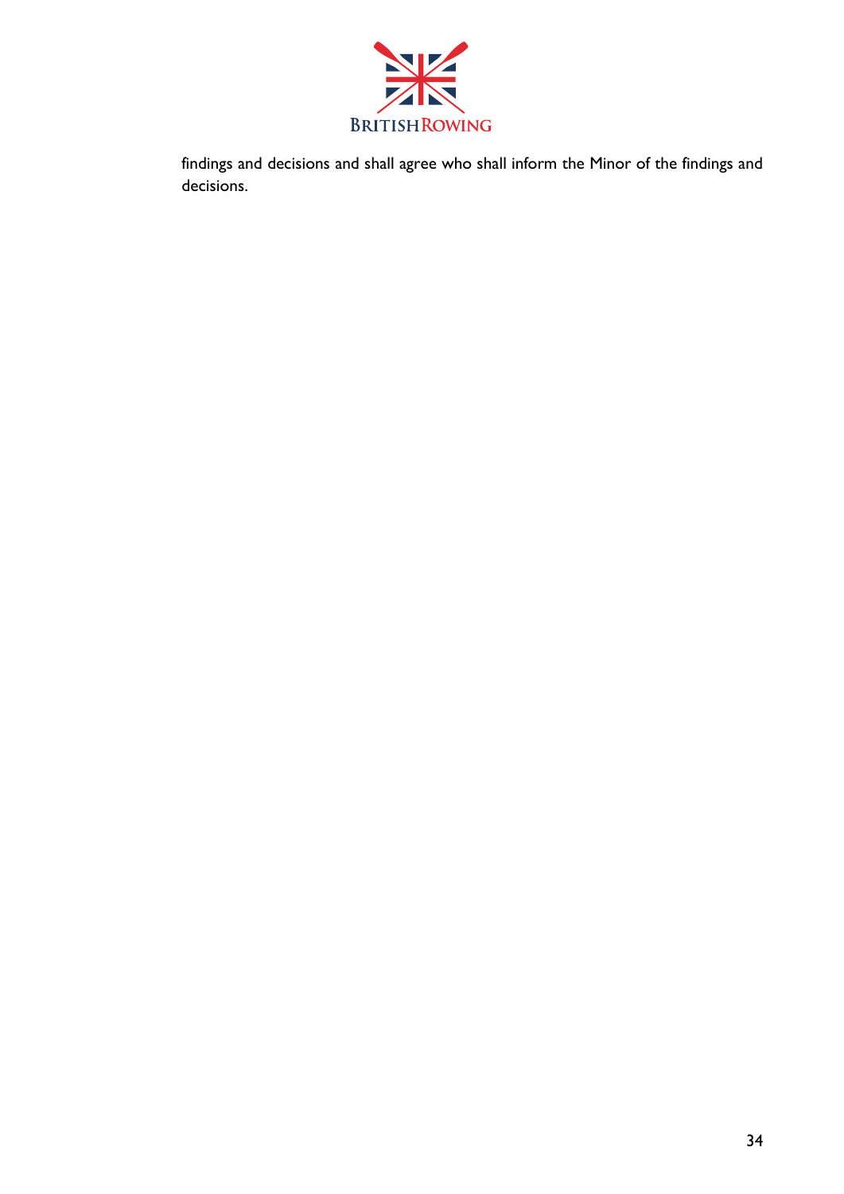findings and decisions and shall agree who shall inform the Minor of the findings and decisions.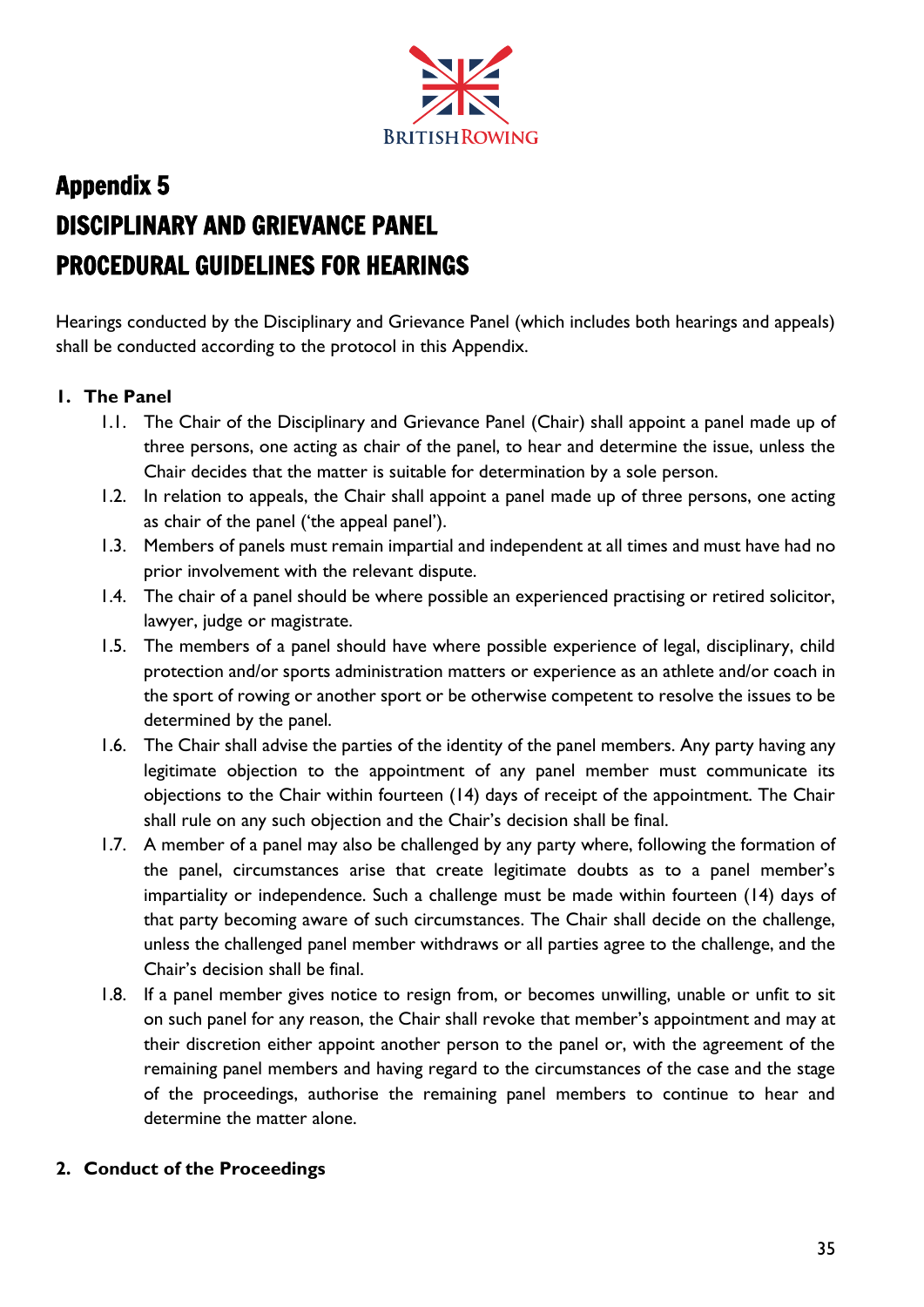# Appendix 5

# DISCIPLINARY AND GRIEVANCE PANEL

# PROCEDURAL GUIDELINES FOR HEARINGS

Hearings conducted by the Disciplinary and Grievance Panel (which includes both hearings and appeals) shall be conducted according to the protocol in this Appendix.

**1. The Panel**

1.1. The Chair of the Disciplinary and Grievance Panel (Chair) shall appoint a panel made up of three persons, one acting as chair of the panel, to hear and determine the issue, unless the Chair decides that the matter is suitable for determination by a sole person.

1.2. In relation to appeals, the Chair shall appoint a panel made up of three persons, one acting as chair of the panel ('the appeal panel').

1.3. Members of panels must remain impartial and independent at all times and must have had no prior involvement with the relevant dispute.

1.4. The chair of a panel should be where possible an experienced practising or retired solicitor, lawyer, judge or magistrate.

1.5. The members of a panel should have where possible experience of legal, disciplinary, child protection and/or sports administration matters or experience as an athlete and/or coach in the sport of rowing or another sport or be otherwise competent to resolve the issues to be determined by the panel.

1.6. The Chair shall advise the parties of the identity of the panel members. Any party having any legitimate objection to the appointment of any panel member must communicate its objections to the Chair within fourteen (14) days of receipt of the appointment. The Chair shall rule on any such objection and the Chair's decision shall be final.

1.7. A member of a panel may also be challenged by any party where, following the formation of the panel, circumstances arise that create legitimate doubts as to a panel member's impartiality or independence. Such a challenge must be made within fourteen (14) days of that party becoming aware of such circumstances. The Chair shall decide on the challenge, unless the challenged panel member withdraws or all parties agree to the challenge, and the Chair's decision shall be final.

1.8. If a panel member gives notice to resign from, or becomes unwilling, unable or unfit to sit on such panel for any reason, the Chair shall revoke that member's appointment and may at their discretion either appoint another person to the panel or, with the agreement of the remaining panel members and having regard to the circumstances of the case and the stage of the proceedings, authorise the remaining panel members to continue to hear and determine the matter alone.

**2. Conduct of the Proceedings**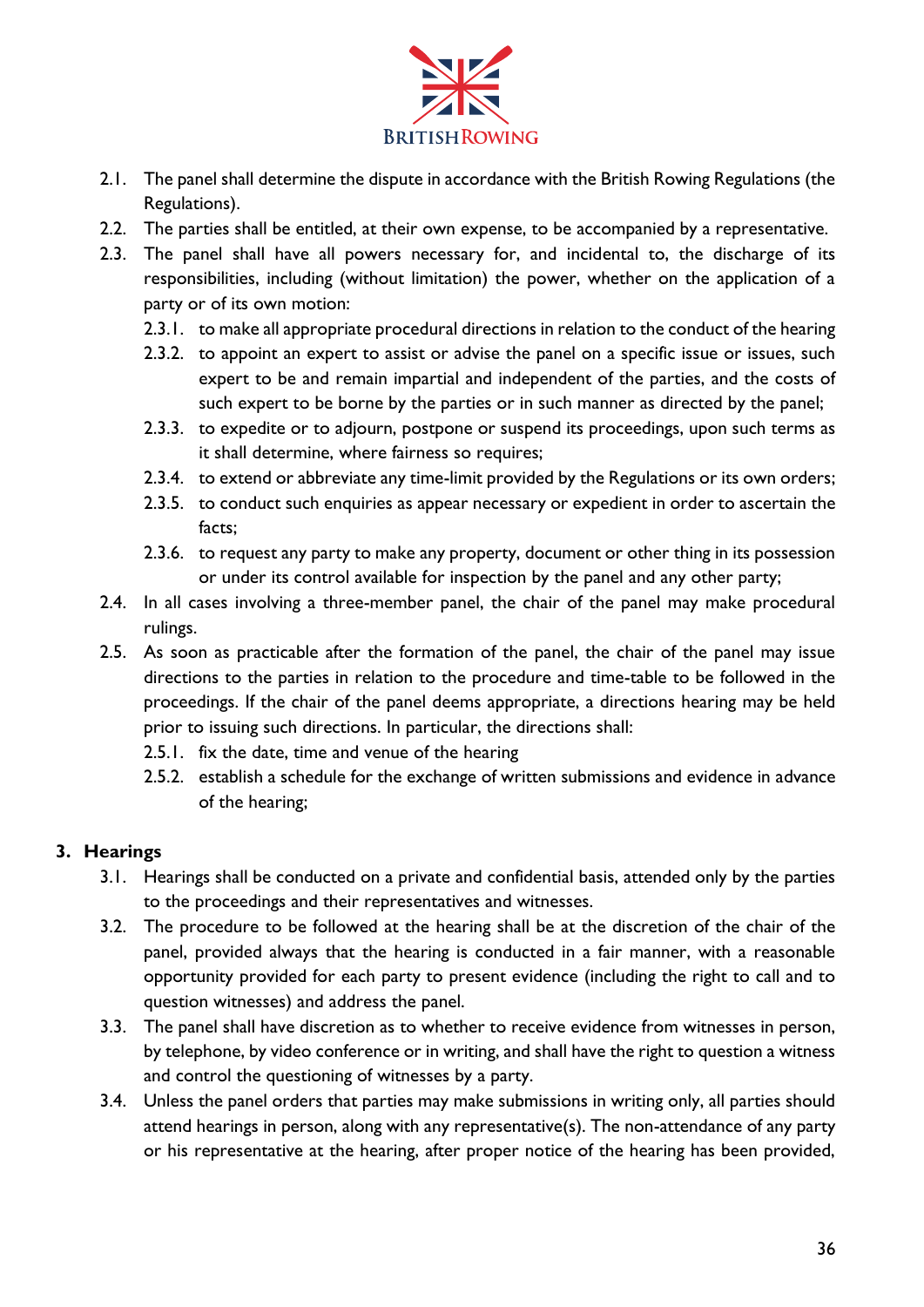2.1. The panel shall determine the dispute in accordance with the British Rowing Regulations (the Regulations).

2.2. The parties shall be entitled, at their own expense, to be accompanied by a representative.

2.3. The panel shall have all powers necessary for, and incidental to, the discharge of its responsibilities, including (without limitation) the power, whether on the application of a party or of its own motion:

2.3.1. to make all appropriate procedural directions in relation to the conduct of the hearing

2.3.2. to appoint an expert to assist or advise the panel on a specific issue or issues, such expert to be and remain impartial and independent of the parties, and the costs of such expert to be borne by the parties or in such manner as directed by the panel;

2.3.3. to expedite or to adjourn, postpone or suspend its proceedings, upon such terms as it shall determine, where fairness so requires;

2.3.4. to extend or abbreviate any time-limit provided by the Regulations or its own orders;

2.3.5. to conduct such enquiries as appear necessary or expedient in order to ascertain the facts;

2.3.6. to request any party to make any property, document or other thing in its possession or under its control available for inspection by the panel and any other party;

2.4. In all cases involving a three-member panel, the chair of the panel may make procedural rulings.

2.5. As soon as practicable after the formation of the panel, the chair of the panel may issue directions to the parties in relation to the procedure and time-table to be followed in the proceedings. If the chair of the panel deems appropriate, a directions hearing may be held prior to issuing such directions. In particular, the directions shall:

2.5.1. fix the date, time and venue of the hearing

2.5.2. establish a schedule for the exchange of written submissions and evidence in advance of the hearing;

## 3. Hearings

3.1. Hearings shall be conducted on a private and confidential basis, attended only by the parties to the proceedings and their representatives and witnesses.

3.2. The procedure to be followed at the hearing shall be at the discretion of the chair of the panel, provided always that the hearing is conducted in a fair manner, with a reasonable opportunity provided for each party to present evidence (including the right to call and to question witnesses) and address the panel.

3.3. The panel shall have discretion as to whether to receive evidence from witnesses in person, by telephone, by video conference or in writing, and shall have the right to question a witness and control the questioning of witnesses by a party.

3.4. Unless the panel orders that parties may make submissions in writing only, all parties should attend hearings in person, along with any representative(s). The non-attendance of any party or his representative at the hearing, after proper notice of the hearing has been provided,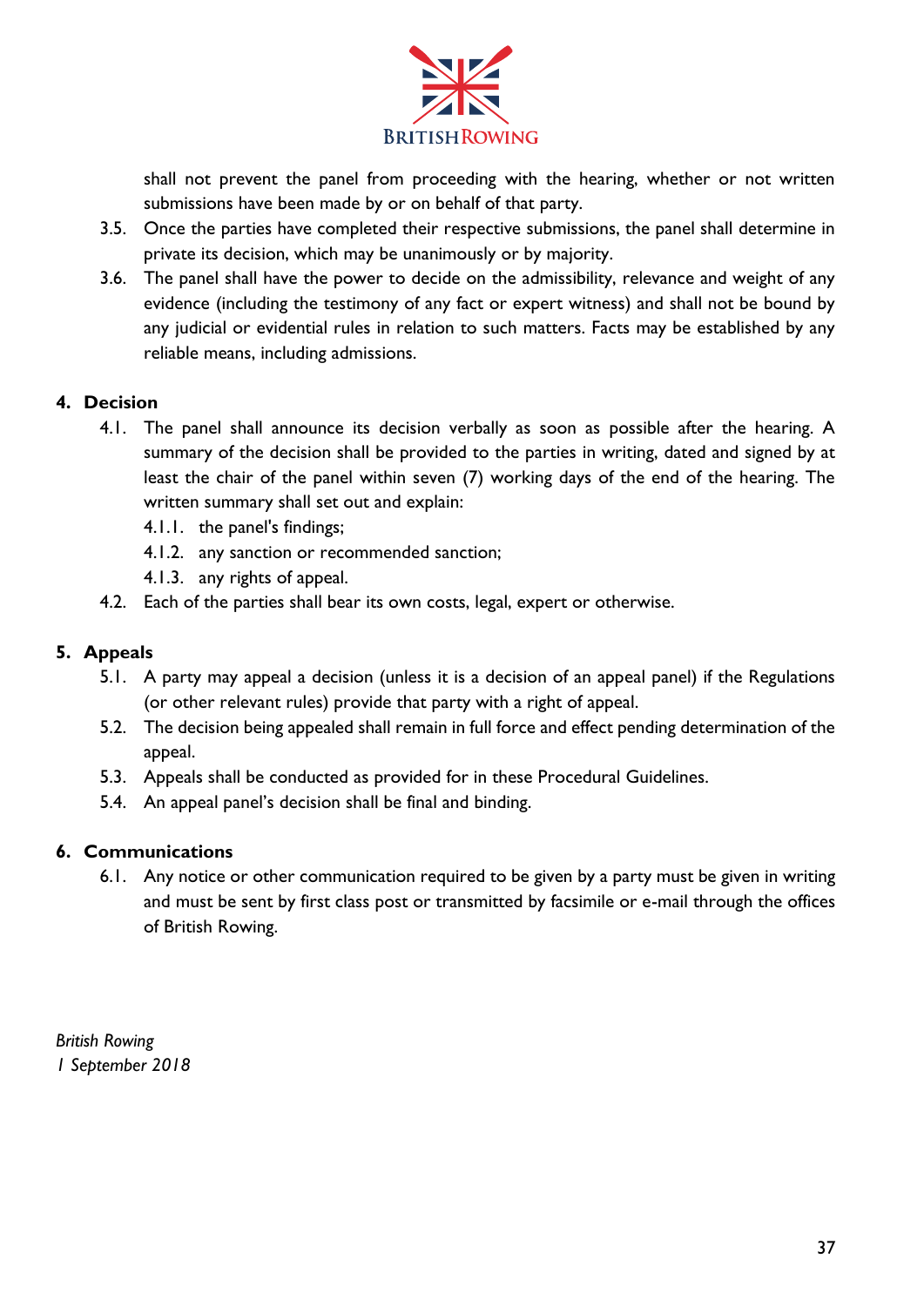shall not prevent the panel from proceeding with the hearing, whether or not written submissions have been made by or on behalf of that party.

3.5. Once the parties have completed their respective submissions, the panel shall determine in private its decision, which may be unanimously or by majority.

3.6. The panel shall have the power to decide on the admissibility, relevance and weight of any evidence (including the testimony of any fact or expert witness) and shall not be bound by any judicial or evidential rules in relation to such matters. Facts may be established by any reliable means, including admissions.

## 4. Decision

4.1. The panel shall announce its decision verbally as soon as possible after the hearing. A summary of the decision shall be provided to the parties in writing, dated and signed by at least the chair of the panel within seven (7) working days of the end of the hearing. The written summary shall set out and explain:

4.1.1. the panel's findings;

4.1.2. any sanction or recommended sanction;

4.1.3. any rights of appeal.

4.2. Each of the parties shall bear its own costs, legal, expert or otherwise.

## 5. Appeals

5.1. A party may appeal a decision (unless it is a decision of an appeal panel) if the Regulations (or other relevant rules) provide that party with a right of appeal.

5.2. The decision being appealed shall remain in full force and effect pending determination of the appeal.

5.3. Appeals shall be conducted as provided for in these Procedural Guidelines.

5.4. An appeal panel's decision shall be final and binding.

## 6. Communications

6.1. Any notice or other communication required to be given by a party must be given in writing and must be sent by first class post or transmitted by facsimile or e-mail through the offices of British Rowing.

*British Rowing*
*1 September 2018*